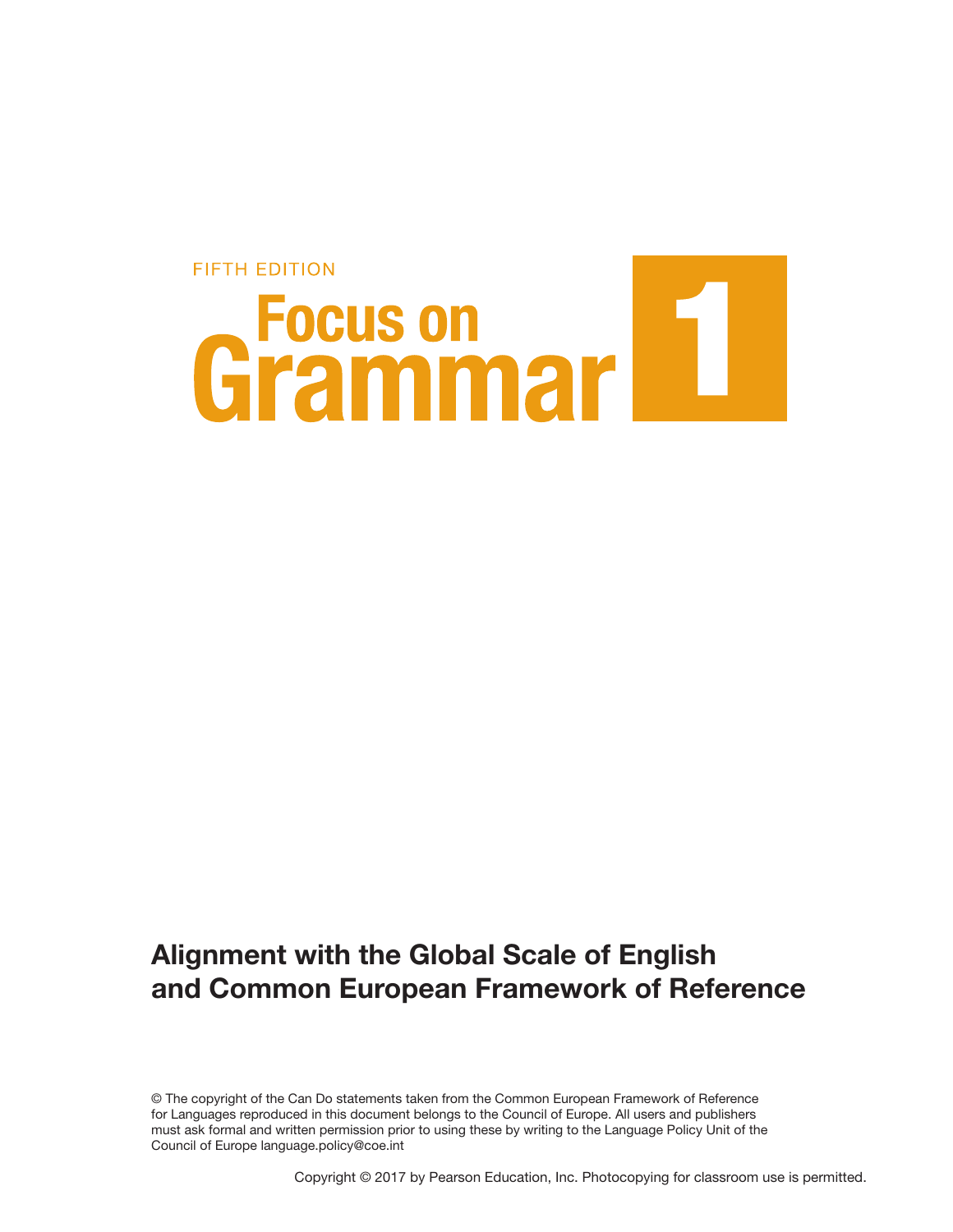FIFTH EDITION

# Focus on Grammar 1

## Alignment with the Global Scale of English and Common European Framework of Reference

© The copyright of the Can Do statements taken from the Common European Framework of Reference for Languages reproduced in this document belongs to the Council of Europe. All users and publishers must ask formal and written permission prior to using these by writing to the Language Policy Unit of the Council of Europe language.policy@coe.int

Copyright © 2017 by Pearson Education, Inc. Photocopying for classroom use is permitted.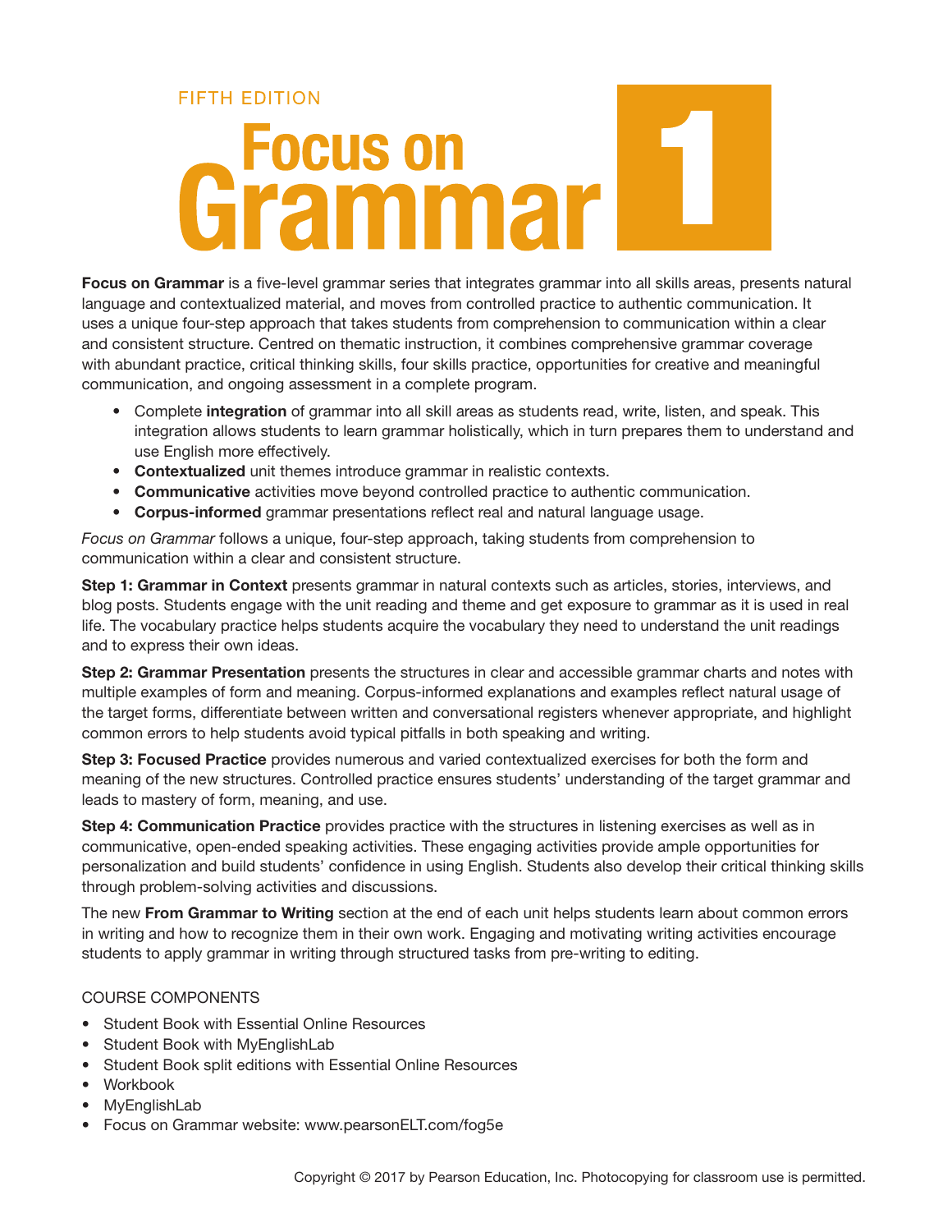FIFTH EDITION

# Focus on Grammar 1

**Focus on Grammar** is a five-level grammar series that integrates grammar into all skills areas, presents natural language and contextualized material, and moves from controlled practice to authentic communication. It uses a unique four-step approach that takes students from comprehension to communication within a clear and consistent structure. Centred on thematic instruction, it combines comprehensive grammar coverage with abundant practice, critical thinking skills, four skills practice, opportunities for creative and meaningful communication, and ongoing assessment in a complete program.

- Complete **integration** of grammar into all skill areas as students read, write, listen, and speak. This integration allows students to learn grammar holistically, which in turn prepares them to understand and use English more effectively.
- **Contextualized** unit themes introduce grammar in realistic contexts.
- **Communicative** activities move beyond controlled practice to authentic communication.
- **Corpus-informed** grammar presentations reflect real and natural language usage.

*Focus on Grammar* follows a unique, four-step approach, taking students from comprehension to communication within a clear and consistent structure.

**Step 1: Grammar in Context** presents grammar in natural contexts such as articles, stories, interviews, and blog posts. Students engage with the unit reading and theme and get exposure to grammar as it is used in real life. The vocabulary practice helps students acquire the vocabulary they need to understand the unit readings and to express their own ideas.

**Step 2: Grammar Presentation** presents the structures in clear and accessible grammar charts and notes with multiple examples of form and meaning. Corpus-informed explanations and examples reflect natural usage of the target forms, differentiate between written and conversational registers whenever appropriate, and highlight common errors to help students avoid typical pitfalls in both speaking and writing.

**Step 3: Focused Practice** provides numerous and varied contextualized exercises for both the form and meaning of the new structures. Controlled practice ensures students' understanding of the target grammar and leads to mastery of form, meaning, and use.

**Step 4: Communication Practice** provides practice with the structures in listening exercises as well as in communicative, open-ended speaking activities. These engaging activities provide ample opportunities for personalization and build students' confidence in using English. Students also develop their critical thinking skills through problem-solving activities and discussions.

The new **From Grammar to Writing** section at the end of each unit helps students learn about common errors in writing and how to recognize them in their own work. Engaging and motivating writing activities encourage students to apply grammar in writing through structured tasks from pre-writing to editing.

COURSE COMPONENTS

- Student Book with Essential Online Resources
- Student Book with MyEnglishLab
- Student Book split editions with Essential Online Resources
- Workbook
- MyEnglishLab
- Focus on Grammar website: www.pearsonELT.com/fog5e

Copyright © 2017 by Pearson Education, Inc. Photocopying for classroom use is permitted.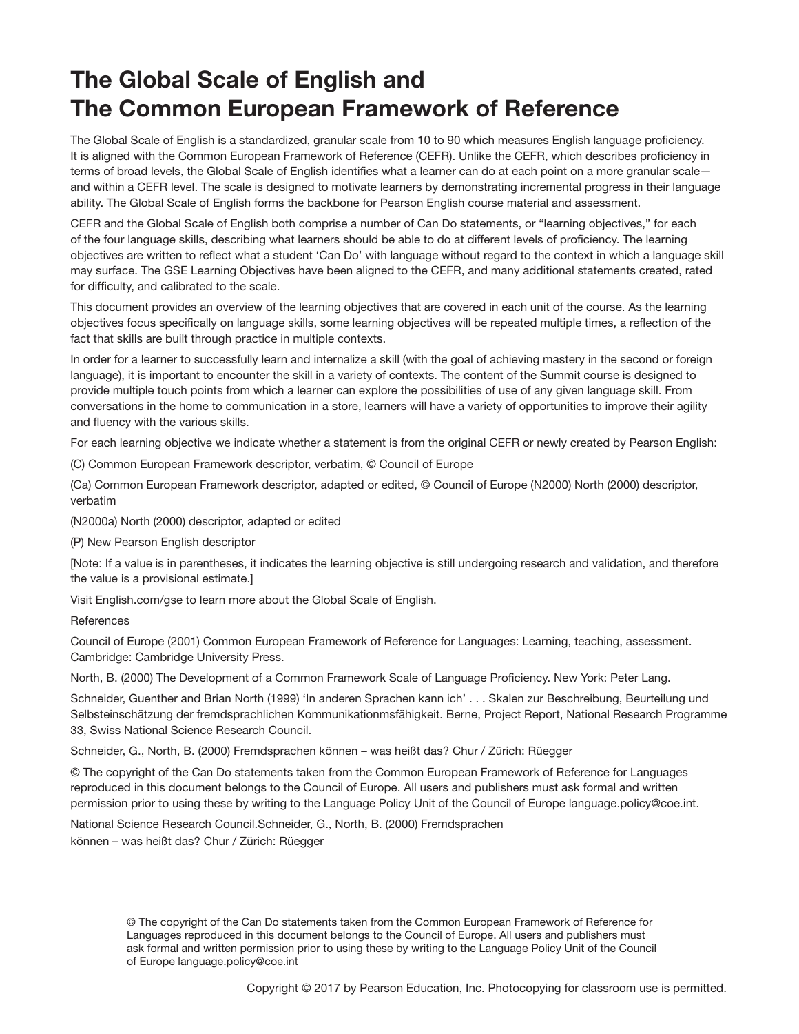# The Global Scale of English and The Common European Framework of Reference

The Global Scale of English is a standardized, granular scale from 10 to 90 which measures English language proficiency. It is aligned with the Common European Framework of Reference (CEFR). Unlike the CEFR, which describes proficiency in terms of broad levels, the Global Scale of English identifies what a learner can do at each point on a more granular scale—and within a CEFR level. The scale is designed to motivate learners by demonstrating incremental progress in their language ability. The Global Scale of English forms the backbone for Pearson English course material and assessment.

CEFR and the Global Scale of English both comprise a number of Can Do statements, or "learning objectives," for each of the four language skills, describing what learners should be able to do at different levels of proficiency. The learning objectives are written to reflect what a student 'Can Do' with language without regard to the context in which a language skill may surface. The GSE Learning Objectives have been aligned to the CEFR, and many additional statements created, rated for difficulty, and calibrated to the scale.

This document provides an overview of the learning objectives that are covered in each unit of the course. As the learning objectives focus specifically on language skills, some learning objectives will be repeated multiple times, a reflection of the fact that skills are built through practice in multiple contexts.

In order for a learner to successfully learn and internalize a skill (with the goal of achieving mastery in the second or foreign language), it is important to encounter the skill in a variety of contexts. The content of the Summit course is designed to provide multiple touch points from which a learner can explore the possibilities of use of any given language skill. From conversations in the home to communication in a store, learners will have a variety of opportunities to improve their agility and fluency with the various skills.

For each learning objective we indicate whether a statement is from the original CEFR or newly created by Pearson English:

(C) Common European Framework descriptor, verbatim, © Council of Europe

(Ca) Common European Framework descriptor, adapted or edited, © Council of Europe (N2000) North (2000) descriptor, verbatim

(N2000a) North (2000) descriptor, adapted or edited

(P) New Pearson English descriptor

[Note: If a value is in parentheses, it indicates the learning objective is still undergoing research and validation, and therefore the value is a provisional estimate.]

Visit English.com/gse to learn more about the Global Scale of English.

References

Council of Europe (2001) Common European Framework of Reference for Languages: Learning, teaching, assessment. Cambridge: Cambridge University Press.

North, B. (2000) The Development of a Common Framework Scale of Language Proficiency. New York: Peter Lang.

Schneider, Guenther and Brian North (1999) 'In anderen Sprachen kann ich' . . . Skalen zur Beschreibung, Beurteilung und Selbsteinschätzung der fremdsprachlichen Kommunikationsmfähigkeit. Berne, Project Report, National Research Programme 33, Swiss National Science Research Council.

Schneider, G., North, B. (2000) Fremdsprachen können – was heißt das? Chur / Zürich: Rüegger

© The copyright of the Can Do statements taken from the Common European Framework of Reference for Languages reproduced in this document belongs to the Council of Europe. All users and publishers must ask formal and written permission prior to using these by writing to the Language Policy Unit of the Council of Europe language.policy@coe.int.

National Science Research Council.Schneider, G., North, B. (2000) Fremdsprachen können – was heißt das? Chur / Zürich: Rüegger

© The copyright of the Can Do statements taken from the Common European Framework of Reference for Languages reproduced in this document belongs to the Council of Europe. All users and publishers must ask formal and written permission prior to using these by writing to the Language Policy Unit of the Council of Europe language.policy@coe.int

Copyright © 2017 by Pearson Education, Inc. Photocopying for classroom use is permitted.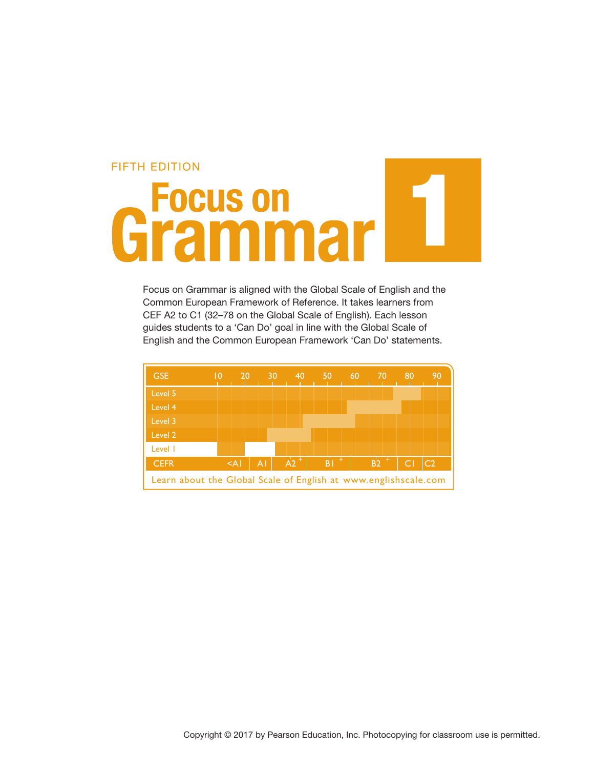FIFTH EDITION

# Focus on Grammar 1

Focus on Grammar is aligned with the Global Scale of English and the Common European Framework of Reference. It takes learners from CEF A2 to C1 (32–78 on the Global Scale of English). Each lesson guides students to a 'Can Do' goal in line with the Global Scale of English and the Common European Framework 'Can Do' statements.

| GSE | 10 | 20 | 30 | 40 | 50 | 60 | 70 | 80 | 90 |
|---|---|---|---|---|---|---|---|---|---|
| Level 5 | | | | | | | | | |
| Level 4 | | | | | | | | | |
| Level 3 | | | | | | | | | |
| Level 2 | | | | | | | | | |
| Level 1 | | | | | | | | | |
| CEFR | <A1 | A1 | A2 + | B1 + | B2 + | C1 | C2 | | |

Learn about the Global Scale of English at www.englishscale.com

Copyright © 2017 by Pearson Education, Inc. Photocopying for classroom use is permitted.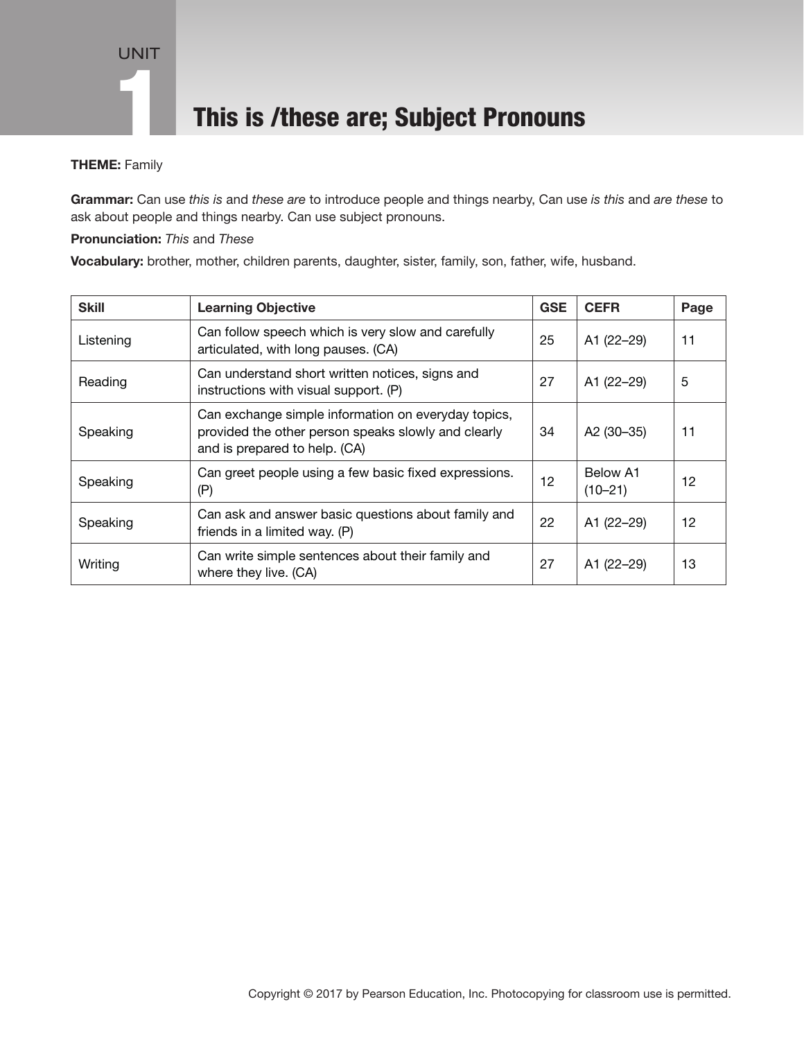# UNIT 1 This is /these are; Subject Pronouns

**THEME:** Family

**Grammar:** Can use *this is* and *these are* to introduce people and things nearby, Can use *is this* and *are these* to ask about people and things nearby. Can use subject pronouns.

**Pronunciation:** *This* and *These*

**Vocabulary:** brother, mother, children parents, daughter, sister, family, son, father, wife, husband.

| Skill | Learning Objective | GSE | CEFR | Page |
|---|---|---|---|---|
| Listening | Can follow speech which is very slow and carefully articulated, with long pauses. (CA) | 25 | A1 (22–29) | 11 |
| Reading | Can understand short written notices, signs and instructions with visual support. (P) | 27 | A1 (22–29) | 5 |
| Speaking | Can exchange simple information on everyday topics, provided the other person speaks slowly and clearly and is prepared to help. (CA) | 34 | A2 (30–35) | 11 |
| Speaking | Can greet people using a few basic fixed expressions. (P) | 12 | Below A1 (10–21) | 12 |
| Speaking | Can ask and answer basic questions about family and friends in a limited way. (P) | 22 | A1 (22–29) | 12 |
| Writing | Can write simple sentences about their family and where they live. (CA) | 27 | A1 (22–29) | 13 |

Copyright © 2017 by Pearson Education, Inc. Photocopying for classroom use is permitted.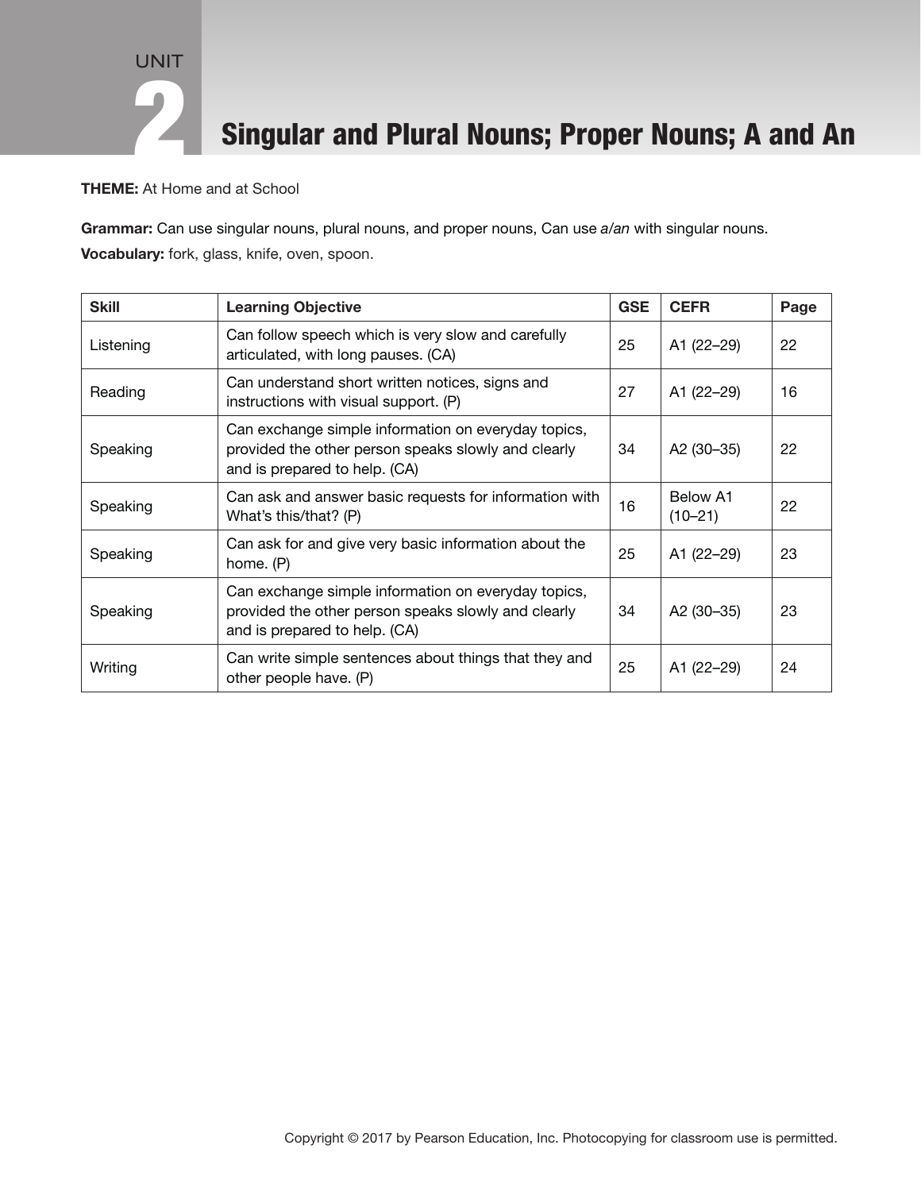# UNIT 2 Singular and Plural Nouns; Proper Nouns; A and An

**THEME:** At Home and at School

**Grammar:** Can use singular nouns, plural nouns, and proper nouns, Can use *a/an* with singular nouns.

**Vocabulary:** fork, glass, knife, oven, spoon.

| Skill | Learning Objective | GSE | CEFR | Page |
|---|---|---|---|---|
| Listening | Can follow speech which is very slow and carefully articulated, with long pauses. (CA) | 25 | A1 (22–29) | 22 |
| Reading | Can understand short written notices, signs and instructions with visual support. (P) | 27 | A1 (22–29) | 16 |
| Speaking | Can exchange simple information on everyday topics, provided the other person speaks slowly and clearly and is prepared to help. (CA) | 34 | A2 (30–35) | 22 |
| Speaking | Can ask and answer basic requests for information with What's this/that? (P) | 16 | Below A1 (10–21) | 22 |
| Speaking | Can ask for and give very basic information about the home. (P) | 25 | A1 (22–29) | 23 |
| Speaking | Can exchange simple information on everyday topics, provided the other person speaks slowly and clearly and is prepared to help. (CA) | 34 | A2 (30–35) | 23 |
| Writing | Can write simple sentences about things that they and other people have. (P) | 25 | A1 (22–29) | 24 |

Copyright © 2017 by Pearson Education, Inc. Photocopying for classroom use is permitted.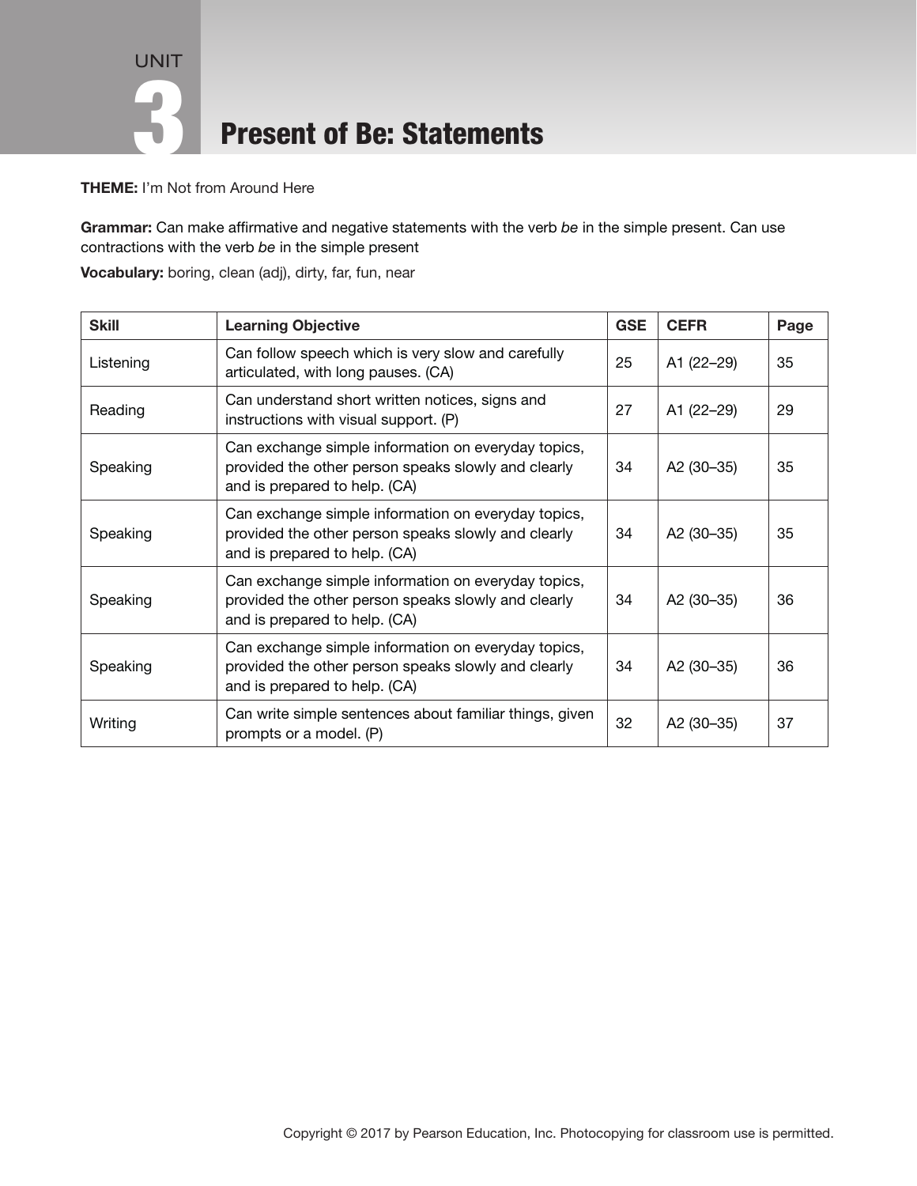# UNIT 3 Present of Be: Statements

**THEME:** I'm Not from Around Here

**Grammar:** Can make affirmative and negative statements with the verb *be* in the simple present. Can use contractions with the verb *be* in the simple present

**Vocabulary:** boring, clean (adj), dirty, far, fun, near

| Skill | Learning Objective | GSE | CEFR | Page |
|---|---|---|---|---|
| Listening | Can follow speech which is very slow and carefully articulated, with long pauses. (CA) | 25 | A1 (22–29) | 35 |
| Reading | Can understand short written notices, signs and instructions with visual support. (P) | 27 | A1 (22–29) | 29 |
| Speaking | Can exchange simple information on everyday topics, provided the other person speaks slowly and clearly and is prepared to help. (CA) | 34 | A2 (30–35) | 35 |
| Speaking | Can exchange simple information on everyday topics, provided the other person speaks slowly and clearly and is prepared to help. (CA) | 34 | A2 (30–35) | 35 |
| Speaking | Can exchange simple information on everyday topics, provided the other person speaks slowly and clearly and is prepared to help. (CA) | 34 | A2 (30–35) | 36 |
| Speaking | Can exchange simple information on everyday topics, provided the other person speaks slowly and clearly and is prepared to help. (CA) | 34 | A2 (30–35) | 36 |
| Writing | Can write simple sentences about familiar things, given prompts or a model. (P) | 32 | A2 (30–35) | 37 |

Copyright © 2017 by Pearson Education, Inc. Photocopying for classroom use is permitted.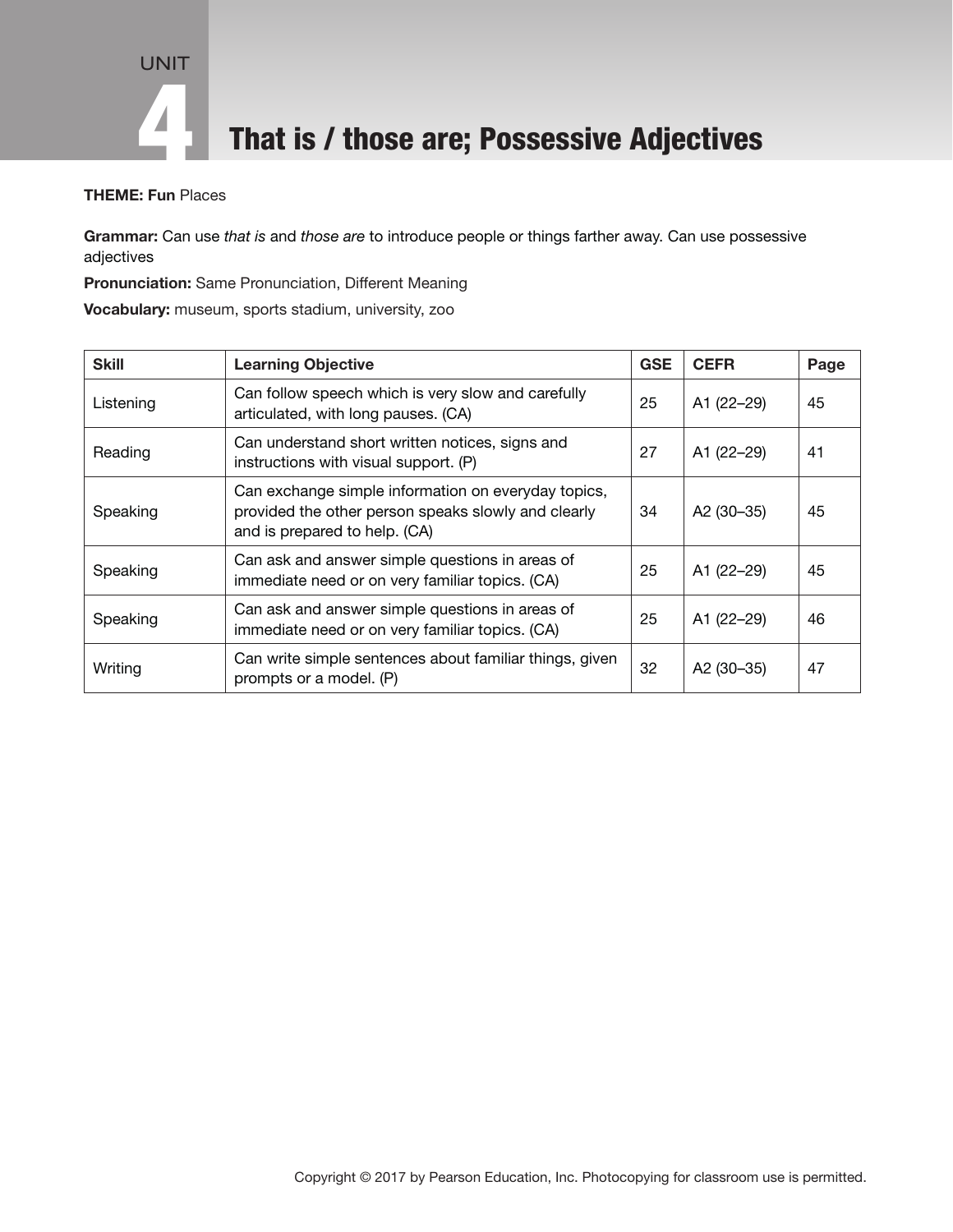UNIT

# 4 That is / those are; Possessive Adjectives

**THEME: Fun** Places

**Grammar:** Can use *that is* and *those are* to introduce people or things farther away. Can use possessive adjectives

**Pronunciation:** Same Pronunciation, Different Meaning

**Vocabulary:** museum, sports stadium, university, zoo

| Skill | Learning Objective | GSE | CEFR | Page |
|---|---|---|---|---|
| Listening | Can follow speech which is very slow and carefully articulated, with long pauses. (CA) | 25 | A1 (22–29) | 45 |
| Reading | Can understand short written notices, signs and instructions with visual support. (P) | 27 | A1 (22–29) | 41 |
| Speaking | Can exchange simple information on everyday topics, provided the other person speaks slowly and clearly and is prepared to help. (CA) | 34 | A2 (30–35) | 45 |
| Speaking | Can ask and answer simple questions in areas of immediate need or on very familiar topics. (CA) | 25 | A1 (22–29) | 45 |
| Speaking | Can ask and answer simple questions in areas of immediate need or on very familiar topics. (CA) | 25 | A1 (22–29) | 46 |
| Writing | Can write simple sentences about familiar things, given prompts or a model. (P) | 32 | A2 (30–35) | 47 |

Copyright © 2017 by Pearson Education, Inc. Photocopying for classroom use is permitted.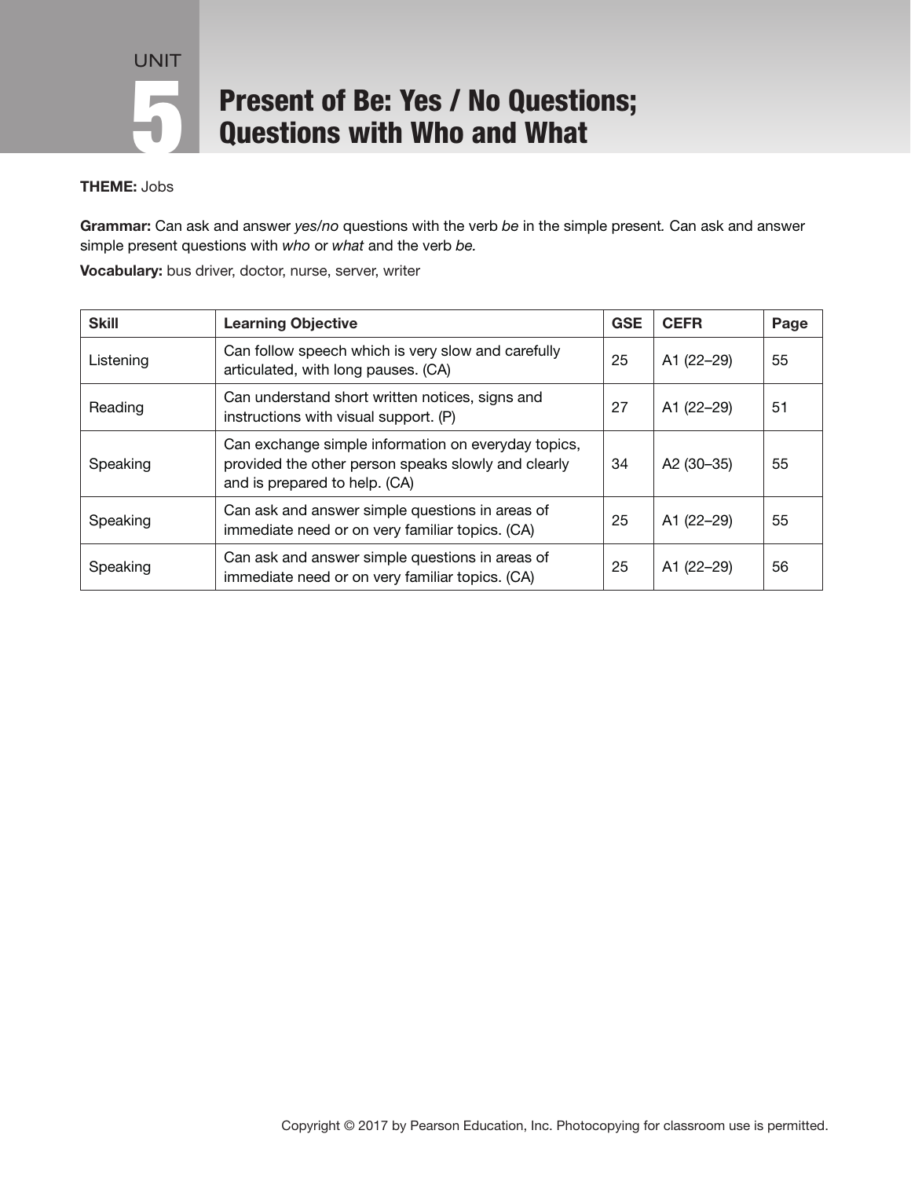# UNIT 5 Present of Be: Yes / No Questions; Questions with Who and What

**THEME:** Jobs

**Grammar:** Can ask and answer *yes/no* questions with the verb *be* in the simple present. Can ask and answer simple present questions with *who* or *what* and the verb *be.*

**Vocabulary:** bus driver, doctor, nurse, server, writer

| Skill | Learning Objective | GSE | CEFR | Page |
|---|---|---|---|---|
| Listening | Can follow speech which is very slow and carefully articulated, with long pauses. (CA) | 25 | A1 (22–29) | 55 |
| Reading | Can understand short written notices, signs and instructions with visual support. (P) | 27 | A1 (22–29) | 51 |
| Speaking | Can exchange simple information on everyday topics, provided the other person speaks slowly and clearly and is prepared to help. (CA) | 34 | A2 (30–35) | 55 |
| Speaking | Can ask and answer simple questions in areas of immediate need or on very familiar topics. (CA) | 25 | A1 (22–29) | 55 |
| Speaking | Can ask and answer simple questions in areas of immediate need or on very familiar topics. (CA) | 25 | A1 (22–29) | 56 |

Copyright © 2017 by Pearson Education, Inc. Photocopying for classroom use is permitted.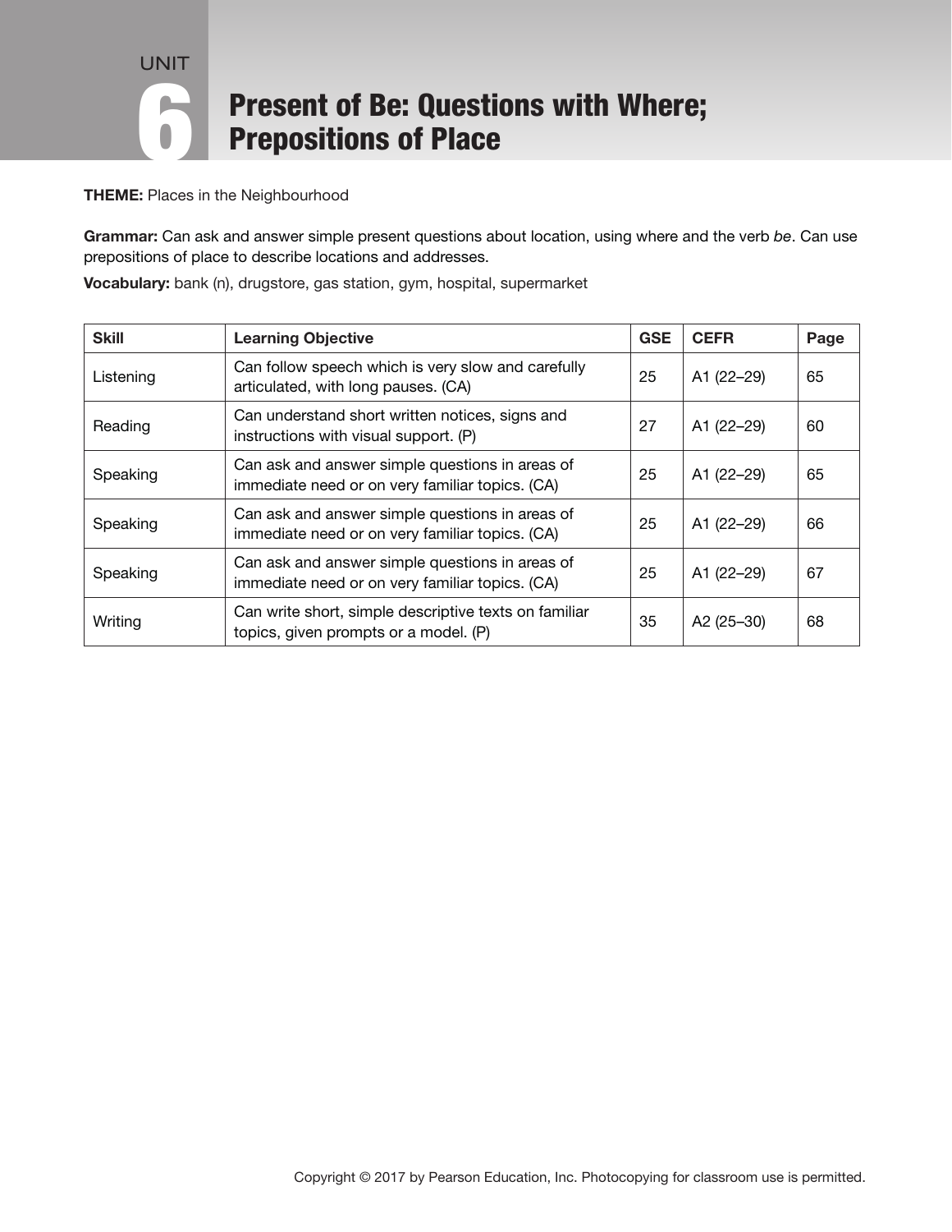# UNIT 6 Present of Be: Questions with Where; Prepositions of Place

**THEME:** Places in the Neighbourhood

**Grammar:** Can ask and answer simple present questions about location, using where and the verb *be*. Can use prepositions of place to describe locations and addresses.

**Vocabulary:** bank (n), drugstore, gas station, gym, hospital, supermarket

| Skill | Learning Objective | GSE | CEFR | Page |
|---|---|---|---|---|
| Listening | Can follow speech which is very slow and carefully articulated, with long pauses. (CA) | 25 | A1 (22–29) | 65 |
| Reading | Can understand short written notices, signs and instructions with visual support. (P) | 27 | A1 (22–29) | 60 |
| Speaking | Can ask and answer simple questions in areas of immediate need or on very familiar topics. (CA) | 25 | A1 (22–29) | 65 |
| Speaking | Can ask and answer simple questions in areas of immediate need or on very familiar topics. (CA) | 25 | A1 (22–29) | 66 |
| Speaking | Can ask and answer simple questions in areas of immediate need or on very familiar topics. (CA) | 25 | A1 (22–29) | 67 |
| Writing | Can write short, simple descriptive texts on familiar topics, given prompts or a model. (P) | 35 | A2 (25–30) | 68 |

Copyright © 2017 by Pearson Education, Inc. Photocopying for classroom use is permitted.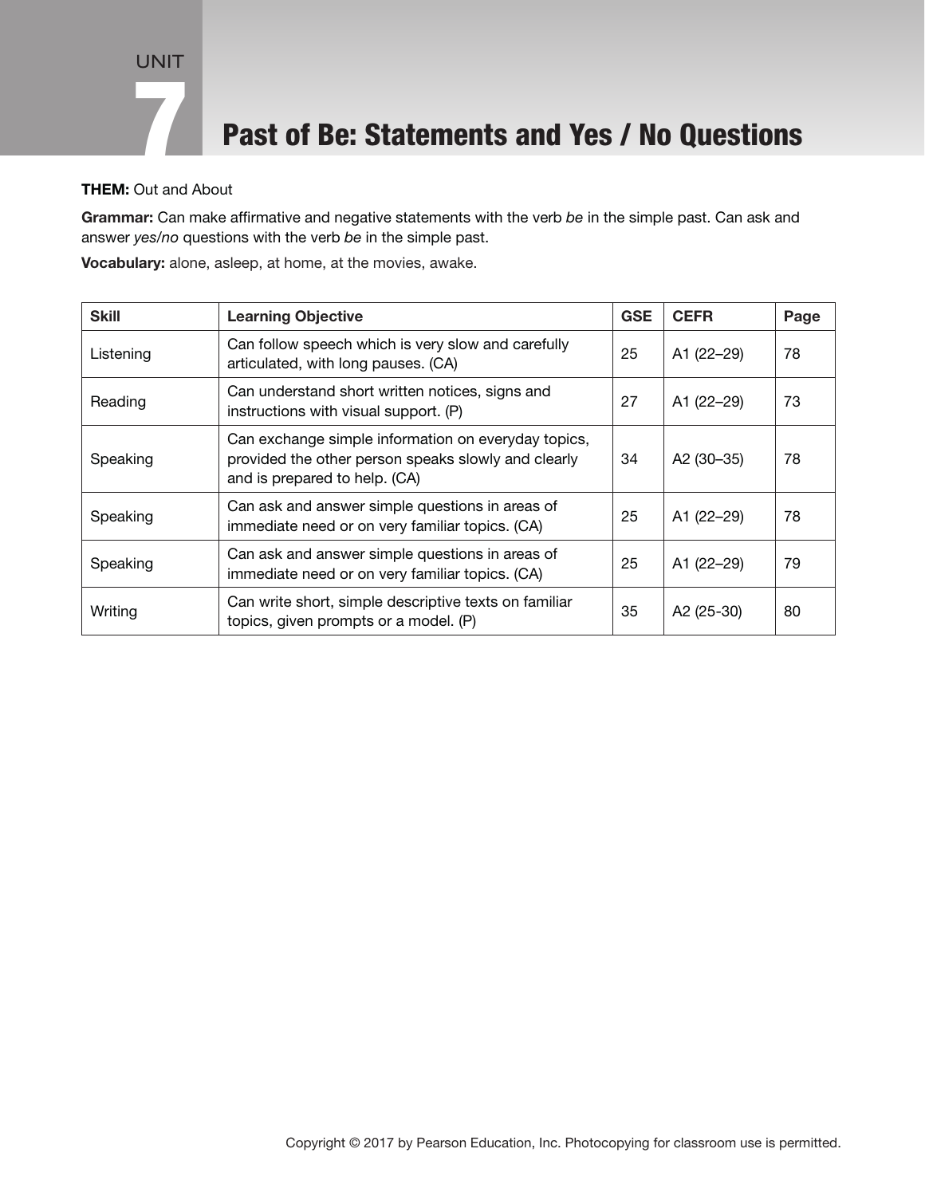# UNIT 7

# Past of Be: Statements and Yes / No Questions

**THEM:** Out and About

**Grammar:** Can make affirmative and negative statements with the verb *be* in the simple past. Can ask and answer *yes/no* questions with the verb *be* in the simple past.

**Vocabulary:** alone, asleep, at home, at the movies, awake.

| Skill | Learning Objective | GSE | CEFR | Page |
|---|---|---|---|---|
| Listening | Can follow speech which is very slow and carefully articulated, with long pauses. (CA) | 25 | A1 (22–29) | 78 |
| Reading | Can understand short written notices, signs and instructions with visual support. (P) | 27 | A1 (22–29) | 73 |
| Speaking | Can exchange simple information on everyday topics, provided the other person speaks slowly and clearly and is prepared to help. (CA) | 34 | A2 (30–35) | 78 |
| Speaking | Can ask and answer simple questions in areas of immediate need or on very familiar topics. (CA) | 25 | A1 (22–29) | 78 |
| Speaking | Can ask and answer simple questions in areas of immediate need or on very familiar topics. (CA) | 25 | A1 (22–29) | 79 |
| Writing | Can write short, simple descriptive texts on familiar topics, given prompts or a model. (P) | 35 | A2 (25-30) | 80 |

Copyright © 2017 by Pearson Education, Inc. Photocopying for classroom use is permitted.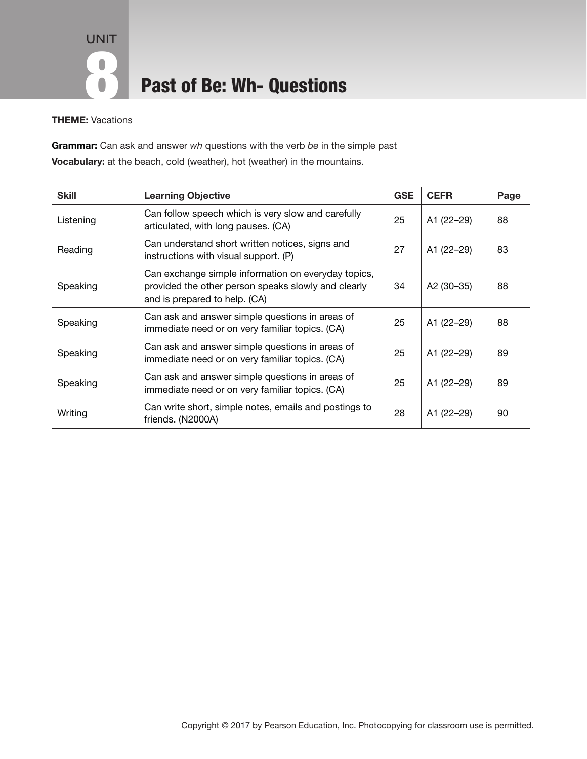# UNIT 8 Past of Be: Wh- Questions

**THEME:** Vacations

**Grammar:** Can ask and answer *wh* questions with the verb *be* in the simple past

**Vocabulary:** at the beach, cold (weather), hot (weather) in the mountains.

| Skill | Learning Objective | GSE | CEFR | Page |
|---|---|---|---|---|
| Listening | Can follow speech which is very slow and carefully articulated, with long pauses. (CA) | 25 | A1 (22–29) | 88 |
| Reading | Can understand short written notices, signs and instructions with visual support. (P) | 27 | A1 (22–29) | 83 |
| Speaking | Can exchange simple information on everyday topics, provided the other person speaks slowly and clearly and is prepared to help. (CA) | 34 | A2 (30–35) | 88 |
| Speaking | Can ask and answer simple questions in areas of immediate need or on very familiar topics. (CA) | 25 | A1 (22–29) | 88 |
| Speaking | Can ask and answer simple questions in areas of immediate need or on very familiar topics. (CA) | 25 | A1 (22–29) | 89 |
| Speaking | Can ask and answer simple questions in areas of immediate need or on very familiar topics. (CA) | 25 | A1 (22–29) | 89 |
| Writing | Can write short, simple notes, emails and postings to friends. (N2000A) | 28 | A1 (22–29) | 90 |

Copyright © 2017 by Pearson Education, Inc. Photocopying for classroom use is permitted.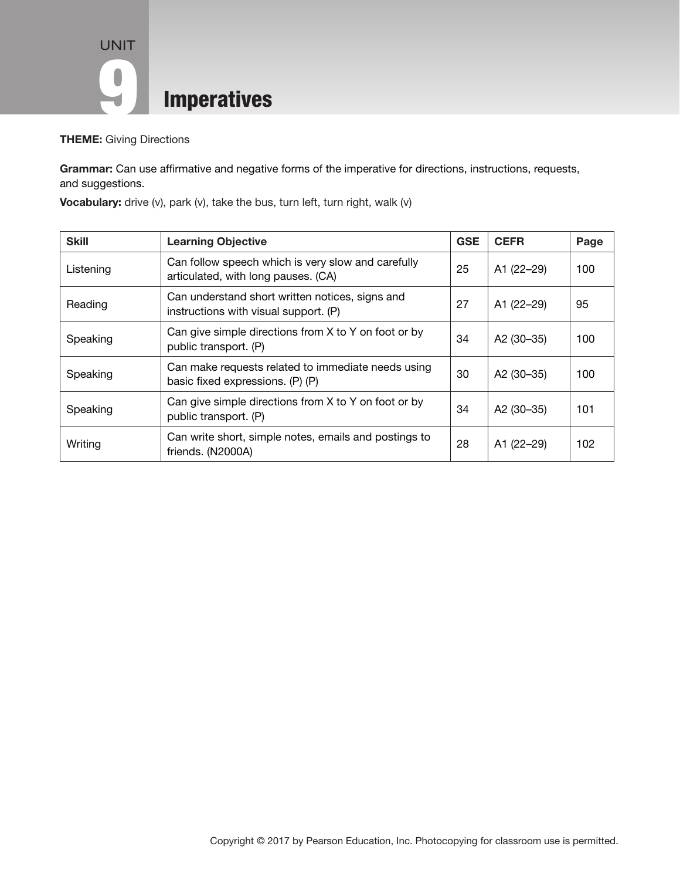# UNIT 9 Imperatives

**THEME:** Giving Directions

**Grammar:** Can use affirmative and negative forms of the imperative for directions, instructions, requests, and suggestions.

**Vocabulary:** drive (v), park (v), take the bus, turn left, turn right, walk (v)

| Skill | Learning Objective | GSE | CEFR | Page |
|---|---|---|---|---|
| Listening | Can follow speech which is very slow and carefully articulated, with long pauses. (CA) | 25 | A1 (22–29) | 100 |
| Reading | Can understand short written notices, signs and instructions with visual support. (P) | 27 | A1 (22–29) | 95 |
| Speaking | Can give simple directions from X to Y on foot or by public transport. (P) | 34 | A2 (30–35) | 100 |
| Speaking | Can make requests related to immediate needs using basic fixed expressions. (P) (P) | 30 | A2 (30–35) | 100 |
| Speaking | Can give simple directions from X to Y on foot or by public transport. (P) | 34 | A2 (30–35) | 101 |
| Writing | Can write short, simple notes, emails and postings to friends. (N2000A) | 28 | A1 (22–29) | 102 |

Copyright © 2017 by Pearson Education, Inc. Photocopying for classroom use is permitted.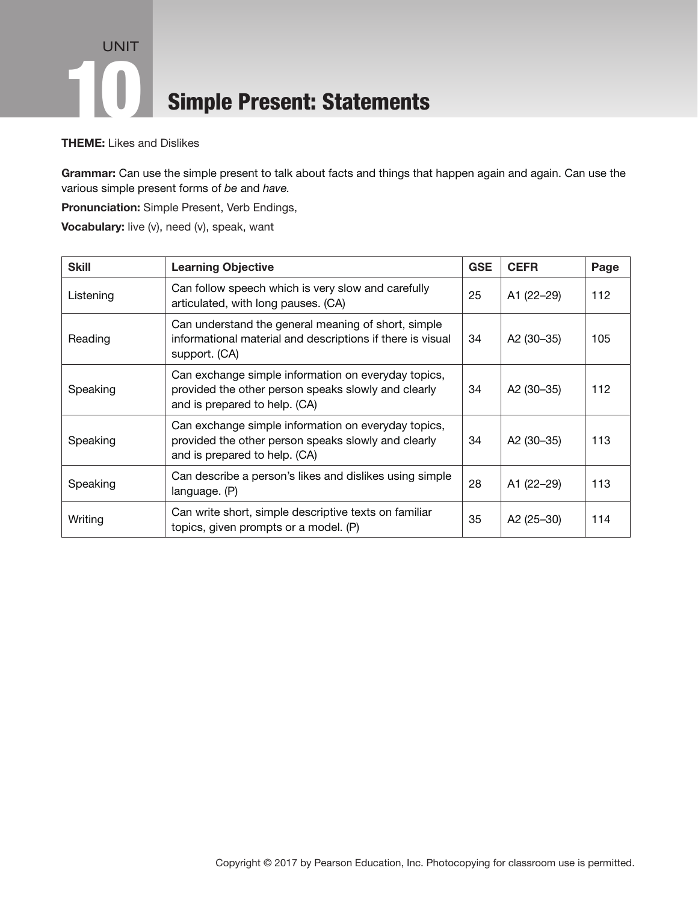# UNIT 10 Simple Present: Statements

**THEME:** Likes and Dislikes

**Grammar:** Can use the simple present to talk about facts and things that happen again and again. Can use the various simple present forms of *be* and *have.*

**Pronunciation:** Simple Present, Verb Endings,

**Vocabulary:** live (v), need (v), speak, want

| Skill | Learning Objective | GSE | CEFR | Page |
|---|---|---|---|---|
| Listening | Can follow speech which is very slow and carefully articulated, with long pauses. (CA) | 25 | A1 (22–29) | 112 |
| Reading | Can understand the general meaning of short, simple informational material and descriptions if there is visual support. (CA) | 34 | A2 (30–35) | 105 |
| Speaking | Can exchange simple information on everyday topics, provided the other person speaks slowly and clearly and is prepared to help. (CA) | 34 | A2 (30–35) | 112 |
| Speaking | Can exchange simple information on everyday topics, provided the other person speaks slowly and clearly and is prepared to help. (CA) | 34 | A2 (30–35) | 113 |
| Speaking | Can describe a person's likes and dislikes using simple language. (P) | 28 | A1 (22–29) | 113 |
| Writing | Can write short, simple descriptive texts on familiar topics, given prompts or a model. (P) | 35 | A2 (25–30) | 114 |

Copyright © 2017 by Pearson Education, Inc. Photocopying for classroom use is permitted.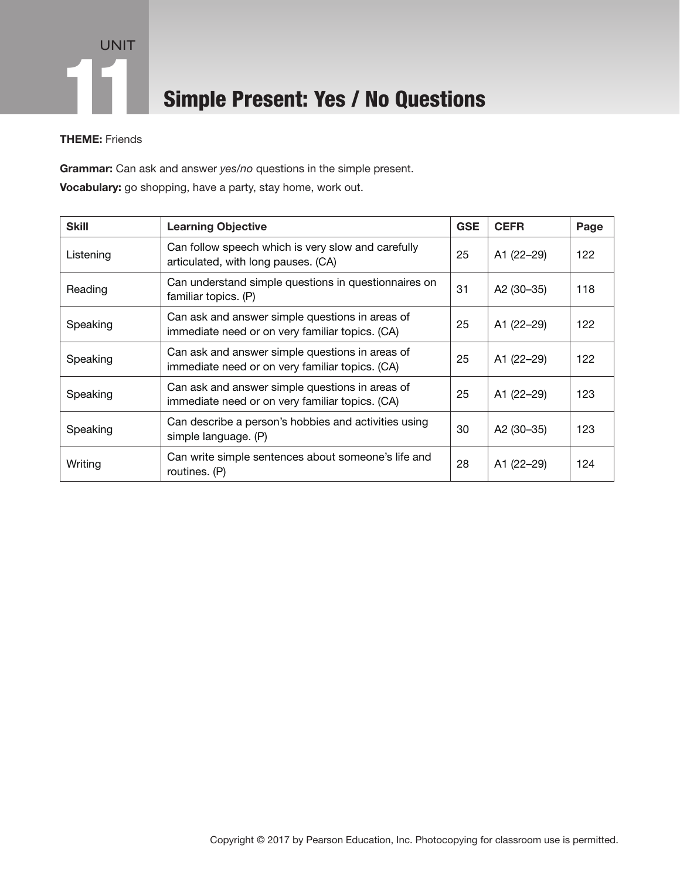# UNIT 11 Simple Present: Yes / No Questions

**THEME:** Friends

**Grammar:** Can ask and answer *yes/no* questions in the simple present.

**Vocabulary:** go shopping, have a party, stay home, work out.

| Skill | Learning Objective | GSE | CEFR | Page |
|---|---|---|---|---|
| Listening | Can follow speech which is very slow and carefully articulated, with long pauses. (CA) | 25 | A1 (22–29) | 122 |
| Reading | Can understand simple questions in questionnaires on familiar topics. (P) | 31 | A2 (30–35) | 118 |
| Speaking | Can ask and answer simple questions in areas of immediate need or on very familiar topics. (CA) | 25 | A1 (22–29) | 122 |
| Speaking | Can ask and answer simple questions in areas of immediate need or on very familiar topics. (CA) | 25 | A1 (22–29) | 122 |
| Speaking | Can ask and answer simple questions in areas of immediate need or on very familiar topics. (CA) | 25 | A1 (22–29) | 123 |
| Speaking | Can describe a person's hobbies and activities using simple language. (P) | 30 | A2 (30–35) | 123 |
| Writing | Can write simple sentences about someone's life and routines. (P) | 28 | A1 (22–29) | 124 |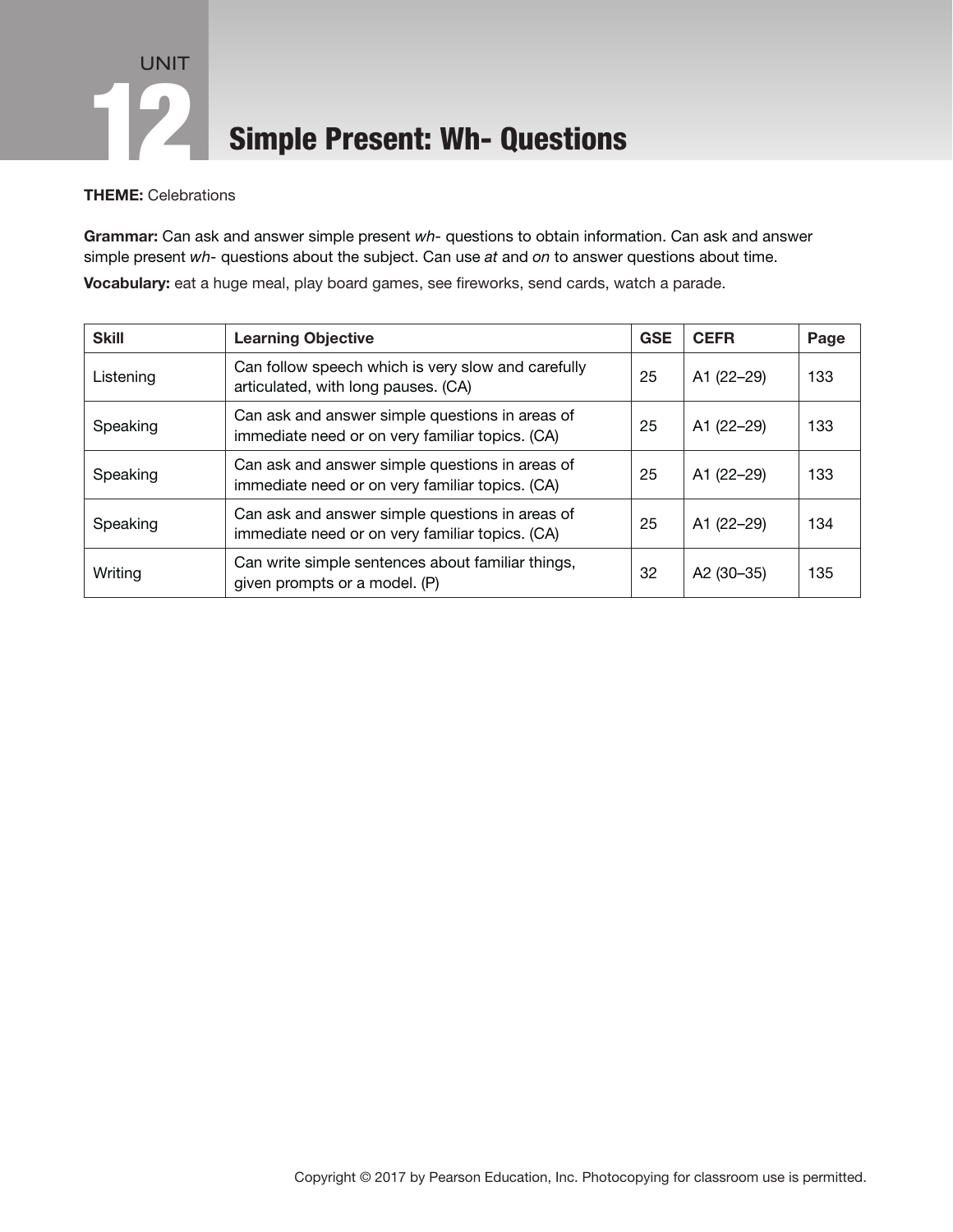# UNIT 12 Simple Present: Wh- Questions

**THEME:** Celebrations

**Grammar:** Can ask and answer simple present *wh-* questions to obtain information. Can ask and answer simple present *wh-* questions about the subject. Can use *at* and *on* to answer questions about time.

**Vocabulary:** eat a huge meal, play board games, see fireworks, send cards, watch a parade.

| Skill | Learning Objective | GSE | CEFR | Page |
| --- | --- | --- | --- | --- |
| Listening | Can follow speech which is very slow and carefully articulated, with long pauses. (CA) | 25 | A1 (22–29) | 133 |
| Speaking | Can ask and answer simple questions in areas of immediate need or on very familiar topics. (CA) | 25 | A1 (22–29) | 133 |
| Speaking | Can ask and answer simple questions in areas of immediate need or on very familiar topics. (CA) | 25 | A1 (22–29) | 133 |
| Speaking | Can ask and answer simple questions in areas of immediate need or on very familiar topics. (CA) | 25 | A1 (22–29) | 134 |
| Writing | Can write simple sentences about familiar things, given prompts or a model. (P) | 32 | A2 (30–35) | 135 |

Copyright © 2017 by Pearson Education, Inc. Photocopying for classroom use is permitted.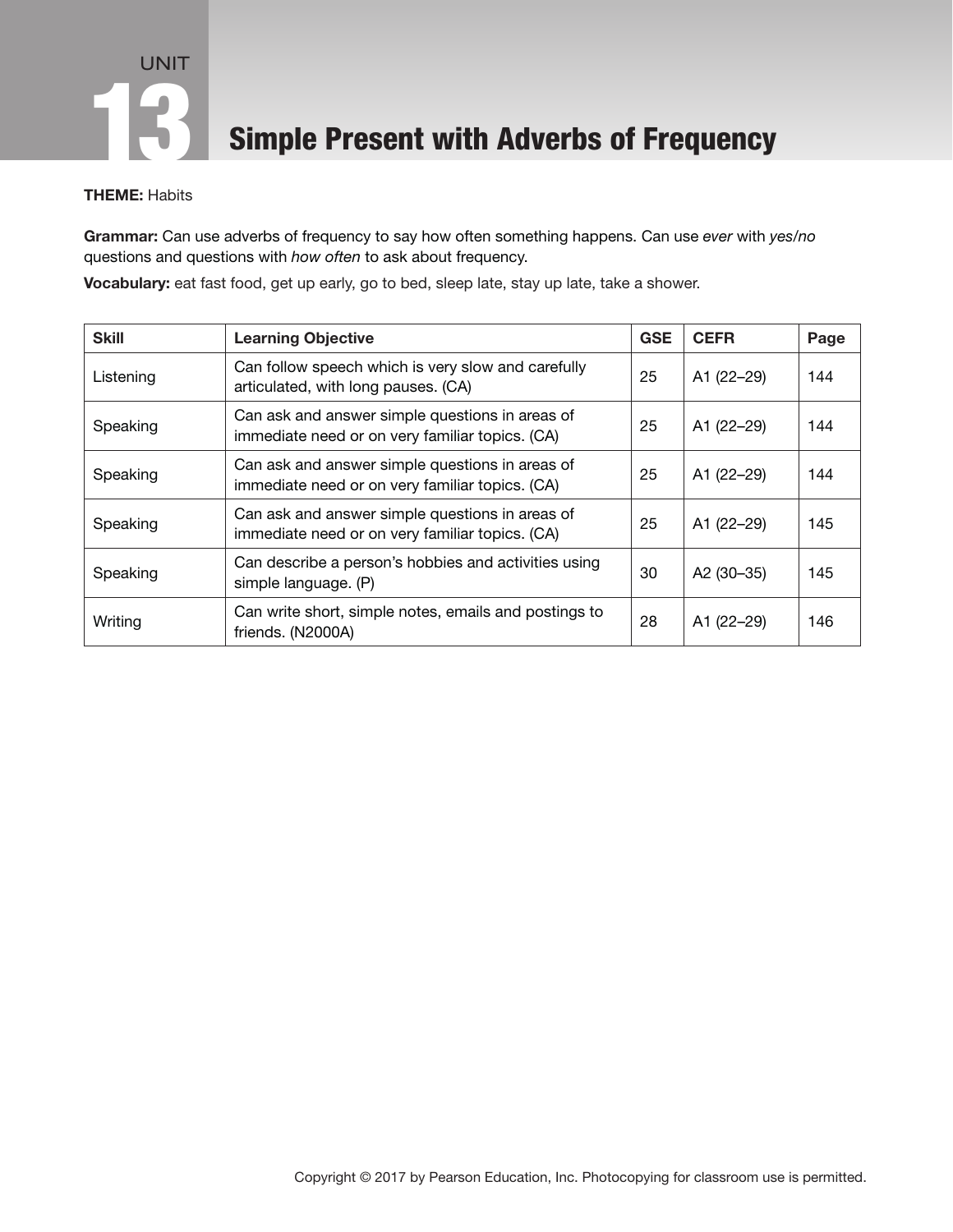# UNIT 13 Simple Present with Adverbs of Frequency

**THEME:** Habits

**Grammar:** Can use adverbs of frequency to say how often something happens. Can use *ever* with *yes/no* questions and questions with *how often* to ask about frequency.

**Vocabulary:** eat fast food, get up early, go to bed, sleep late, stay up late, take a shower.

| Skill | Learning Objective | GSE | CEFR | Page |
|---|---|---|---|---|
| Listening | Can follow speech which is very slow and carefully articulated, with long pauses. (CA) | 25 | A1 (22–29) | 144 |
| Speaking | Can ask and answer simple questions in areas of immediate need or on very familiar topics. (CA) | 25 | A1 (22–29) | 144 |
| Speaking | Can ask and answer simple questions in areas of immediate need or on very familiar topics. (CA) | 25 | A1 (22–29) | 144 |
| Speaking | Can ask and answer simple questions in areas of immediate need or on very familiar topics. (CA) | 25 | A1 (22–29) | 145 |
| Speaking | Can describe a person's hobbies and activities using simple language. (P) | 30 | A2 (30–35) | 145 |
| Writing | Can write short, simple notes, emails and postings to friends. (N2000A) | 28 | A1 (22–29) | 146 |

Copyright © 2017 by Pearson Education, Inc. Photocopying for classroom use is permitted.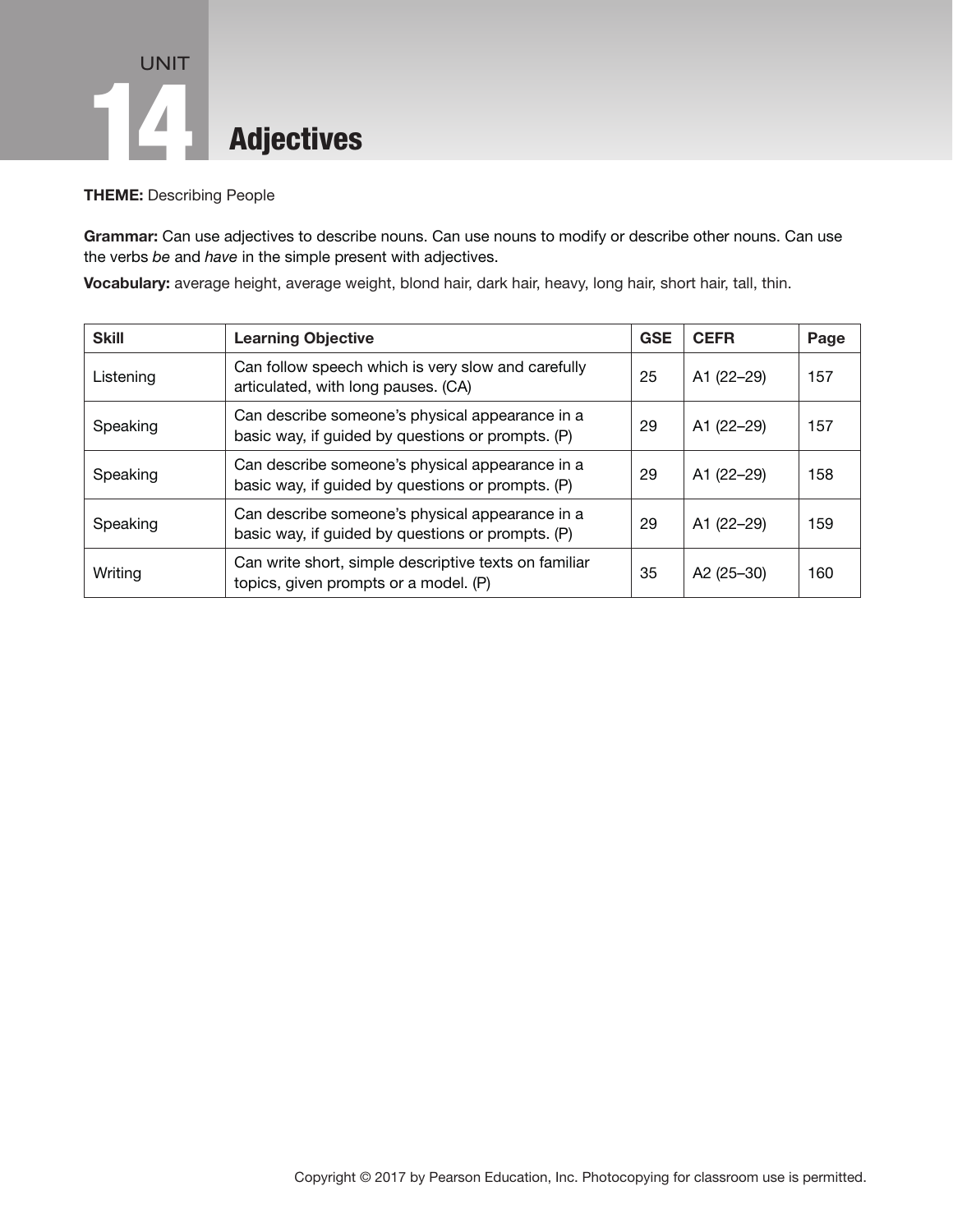# UNIT 14 Adjectives

**THEME:** Describing People

**Grammar:** Can use adjectives to describe nouns. Can use nouns to modify or describe other nouns. Can use the verbs *be* and *have* in the simple present with adjectives.

**Vocabulary:** average height, average weight, blond hair, dark hair, heavy, long hair, short hair, tall, thin.

| Skill | Learning Objective | GSE | CEFR | Page |
|---|---|---|---|---|
| Listening | Can follow speech which is very slow and carefully articulated, with long pauses. (CA) | 25 | A1 (22–29) | 157 |
| Speaking | Can describe someone's physical appearance in a basic way, if guided by questions or prompts. (P) | 29 | A1 (22–29) | 157 |
| Speaking | Can describe someone's physical appearance in a basic way, if guided by questions or prompts. (P) | 29 | A1 (22–29) | 158 |
| Speaking | Can describe someone's physical appearance in a basic way, if guided by questions or prompts. (P) | 29 | A1 (22–29) | 159 |
| Writing | Can write short, simple descriptive texts on familiar topics, given prompts or a model. (P) | 35 | A2 (25–30) | 160 |

Copyright © 2017 by Pearson Education, Inc. Photocopying for classroom use is permitted.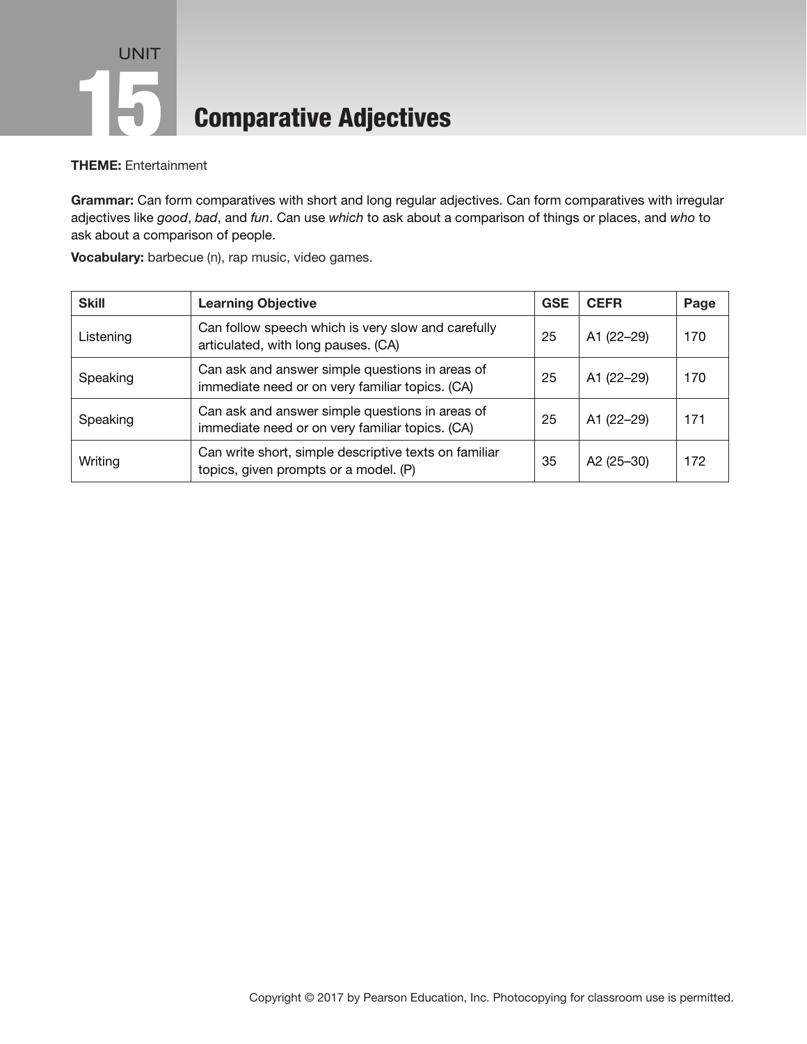# UNIT 15 Comparative Adjectives

**THEME:** Entertainment

**Grammar:** Can form comparatives with short and long regular adjectives. Can form comparatives with irregular adjectives like *good*, *bad*, and *fun*. Can use *which* to ask about a comparison of things or places, and *who* to ask about a comparison of people.

**Vocabulary:** barbecue (n), rap music, video games.

| Skill | Learning Objective | GSE | CEFR | Page |
|---|---|---|---|---|
| Listening | Can follow speech which is very slow and carefully articulated, with long pauses. (CA) | 25 | A1 (22–29) | 170 |
| Speaking | Can ask and answer simple questions in areas of immediate need or on very familiar topics. (CA) | 25 | A1 (22–29) | 170 |
| Speaking | Can ask and answer simple questions in areas of immediate need or on very familiar topics. (CA) | 25 | A1 (22–29) | 171 |
| Writing | Can write short, simple descriptive texts on familiar topics, given prompts or a model. (P) | 35 | A2 (25–30) | 172 |

Copyright © 2017 by Pearson Education, Inc. Photocopying for classroom use is permitted.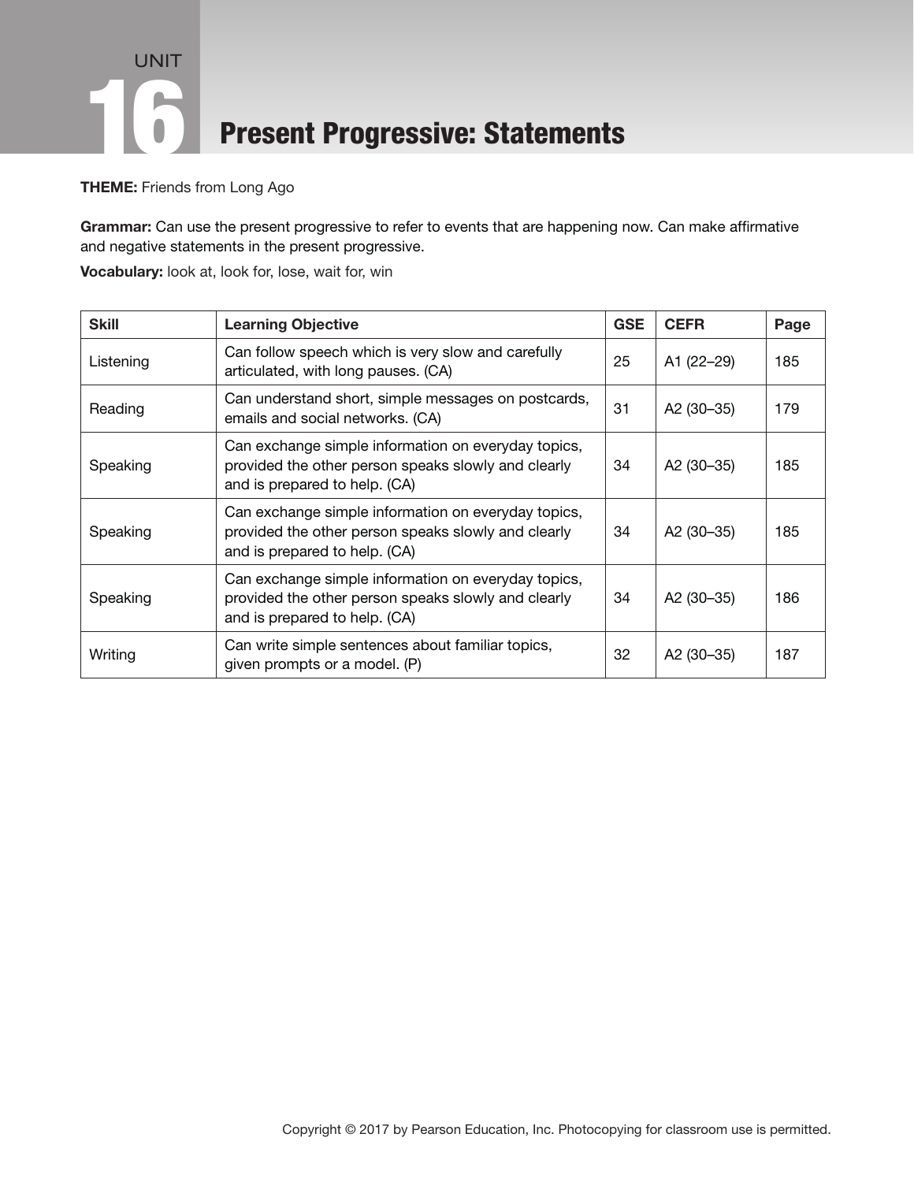# UNIT 16 Present Progressive: Statements

**THEME:** Friends from Long Ago

**Grammar:** Can use the present progressive to refer to events that are happening now. Can make affirmative and negative statements in the present progressive.

**Vocabulary:** look at, look for, lose, wait for, win

| Skill | Learning Objective | GSE | CEFR | Page |
|---|---|---|---|---|
| Listening | Can follow speech which is very slow and carefully articulated, with long pauses. (CA) | 25 | A1 (22–29) | 185 |
| Reading | Can understand short, simple messages on postcards, emails and social networks. (CA) | 31 | A2 (30–35) | 179 |
| Speaking | Can exchange simple information on everyday topics, provided the other person speaks slowly and clearly and is prepared to help. (CA) | 34 | A2 (30–35) | 185 |
| Speaking | Can exchange simple information on everyday topics, provided the other person speaks slowly and clearly and is prepared to help. (CA) | 34 | A2 (30–35) | 185 |
| Speaking | Can exchange simple information on everyday topics, provided the other person speaks slowly and clearly and is prepared to help. (CA) | 34 | A2 (30–35) | 186 |
| Writing | Can write simple sentences about familiar topics, given prompts or a model. (P) | 32 | A2 (30–35) | 187 |

Copyright © 2017 by Pearson Education, Inc. Photocopying for classroom use is permitted.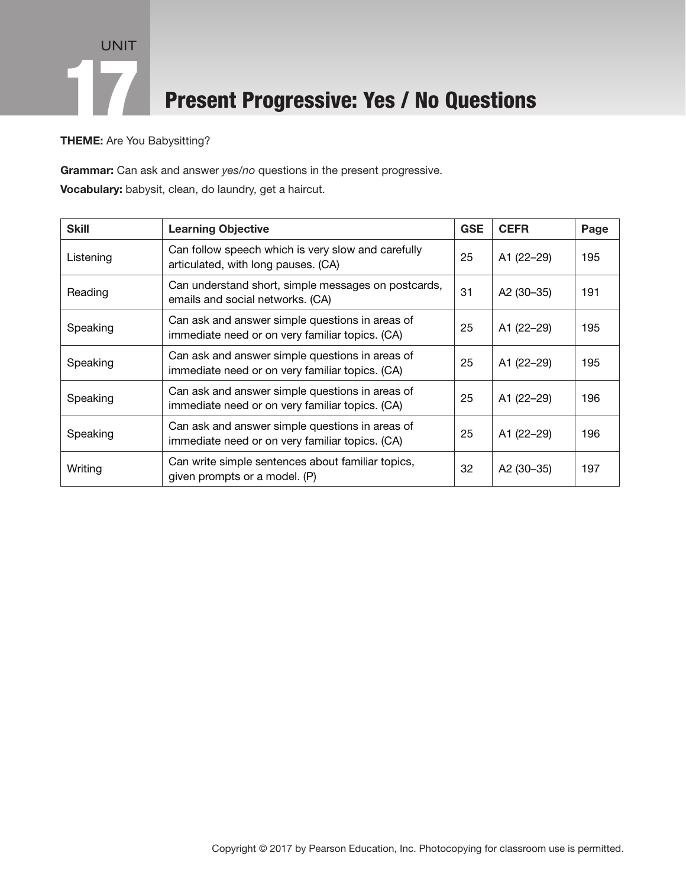# UNIT 17 Present Progressive: Yes / No Questions

**THEME:** Are You Babysitting?

**Grammar:** Can ask and answer *yes/no* questions in the present progressive.

**Vocabulary:** babysit, clean, do laundry, get a haircut.

| Skill | Learning Objective | GSE | CEFR | Page |
|---|---|---|---|---|
| Listening | Can follow speech which is very slow and carefully articulated, with long pauses. (CA) | 25 | A1 (22–29) | 195 |
| Reading | Can understand short, simple messages on postcards, emails and social networks. (CA) | 31 | A2 (30–35) | 191 |
| Speaking | Can ask and answer simple questions in areas of immediate need or on very familiar topics. (CA) | 25 | A1 (22–29) | 195 |
| Speaking | Can ask and answer simple questions in areas of immediate need or on very familiar topics. (CA) | 25 | A1 (22–29) | 195 |
| Speaking | Can ask and answer simple questions in areas of immediate need or on very familiar topics. (CA) | 25 | A1 (22–29) | 196 |
| Speaking | Can ask and answer simple questions in areas of immediate need or on very familiar topics. (CA) | 25 | A1 (22–29) | 196 |
| Writing | Can write simple sentences about familiar topics, given prompts or a model. (P) | 32 | A2 (30–35) | 197 |

Copyright © 2017 by Pearson Education, Inc. Photocopying for classroom use is permitted.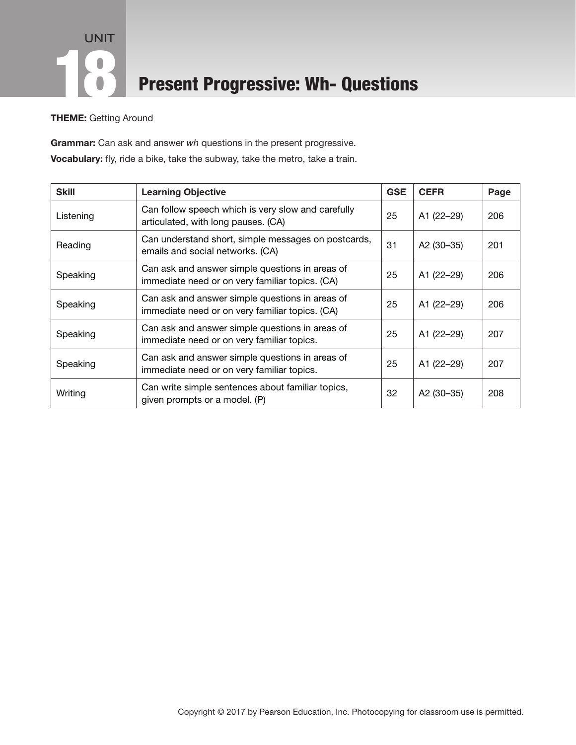# UNIT 18 Present Progressive: Wh- Questions

**THEME:** Getting Around

**Grammar:** Can ask and answer *wh* questions in the present progressive.

**Vocabulary:** fly, ride a bike, take the subway, take the metro, take a train.

| Skill | Learning Objective | GSE | CEFR | Page |
|---|---|---|---|---|
| Listening | Can follow speech which is very slow and carefully articulated, with long pauses. (CA) | 25 | A1 (22–29) | 206 |
| Reading | Can understand short, simple messages on postcards, emails and social networks. (CA) | 31 | A2 (30–35) | 201 |
| Speaking | Can ask and answer simple questions in areas of immediate need or on very familiar topics. (CA) | 25 | A1 (22–29) | 206 |
| Speaking | Can ask and answer simple questions in areas of immediate need or on very familiar topics. (CA) | 25 | A1 (22–29) | 206 |
| Speaking | Can ask and answer simple questions in areas of immediate need or on very familiar topics. | 25 | A1 (22–29) | 207 |
| Speaking | Can ask and answer simple questions in areas of immediate need or on very familiar topics. | 25 | A1 (22–29) | 207 |
| Writing | Can write simple sentences about familiar topics, given prompts or a model. (P) | 32 | A2 (30–35) | 208 |

Copyright © 2017 by Pearson Education, Inc. Photocopying for classroom use is permitted.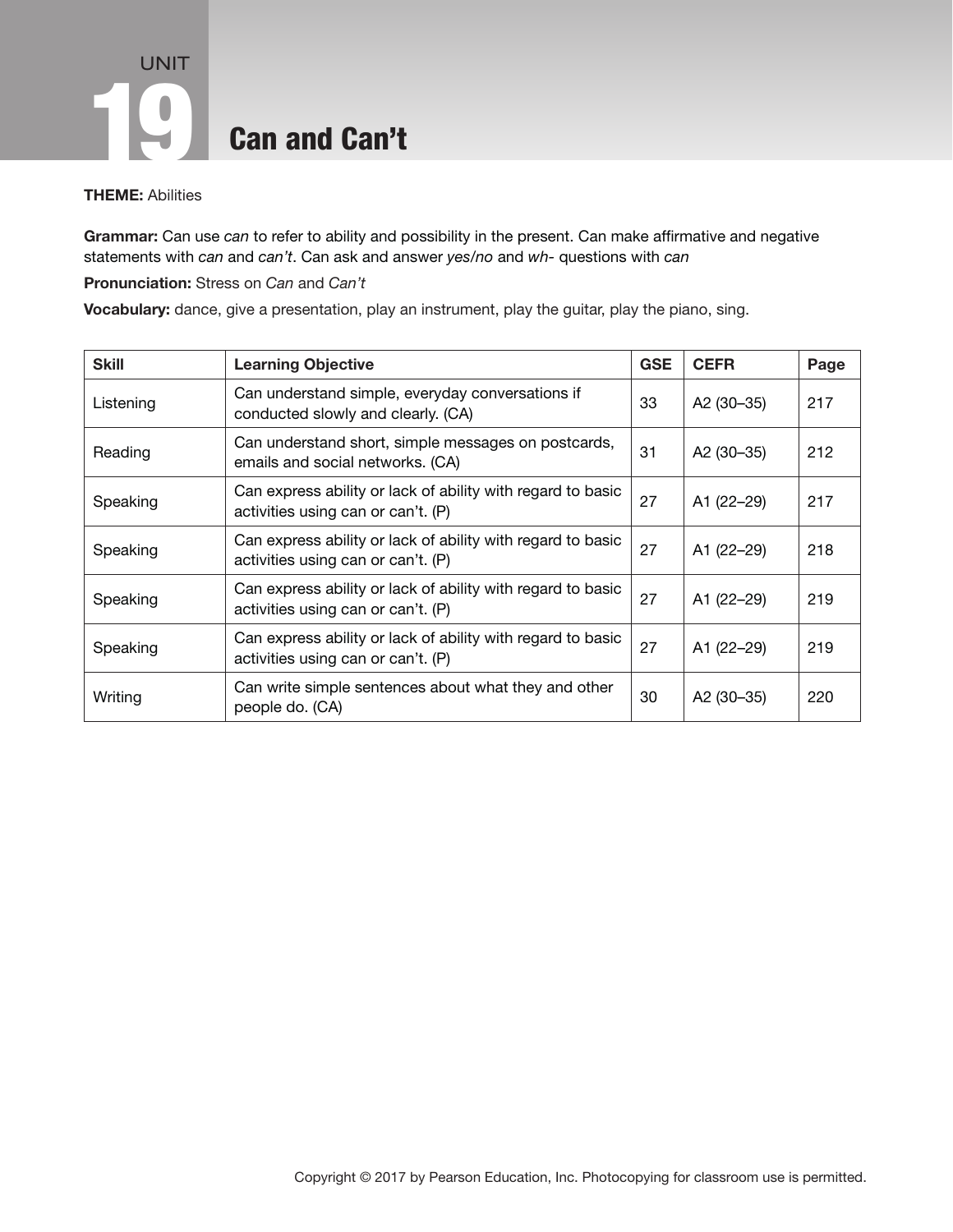# UNIT 19 Can and Can't

**THEME:** Abilities

**Grammar:** Can use *can* to refer to ability and possibility in the present. Can make affirmative and negative statements with *can* and *can't*. Can ask and answer *yes/no* and *wh-* questions with *can*

**Pronunciation:** Stress on *Can* and *Can't*

**Vocabulary:** dance, give a presentation, play an instrument, play the guitar, play the piano, sing.

| Skill | Learning Objective | GSE | CEFR | Page |
|---|---|---|---|---|
| Listening | Can understand simple, everyday conversations if conducted slowly and clearly. (CA) | 33 | A2 (30–35) | 217 |
| Reading | Can understand short, simple messages on postcards, emails and social networks. (CA) | 31 | A2 (30–35) | 212 |
| Speaking | Can express ability or lack of ability with regard to basic activities using can or can't. (P) | 27 | A1 (22–29) | 217 |
| Speaking | Can express ability or lack of ability with regard to basic activities using can or can't. (P) | 27 | A1 (22–29) | 218 |
| Speaking | Can express ability or lack of ability with regard to basic activities using can or can't. (P) | 27 | A1 (22–29) | 219 |
| Speaking | Can express ability or lack of ability with regard to basic activities using can or can't. (P) | 27 | A1 (22–29) | 219 |
| Writing | Can write simple sentences about what they and other people do. (CA) | 30 | A2 (30–35) | 220 |

Copyright © 2017 by Pearson Education, Inc. Photocopying for classroom use is permitted.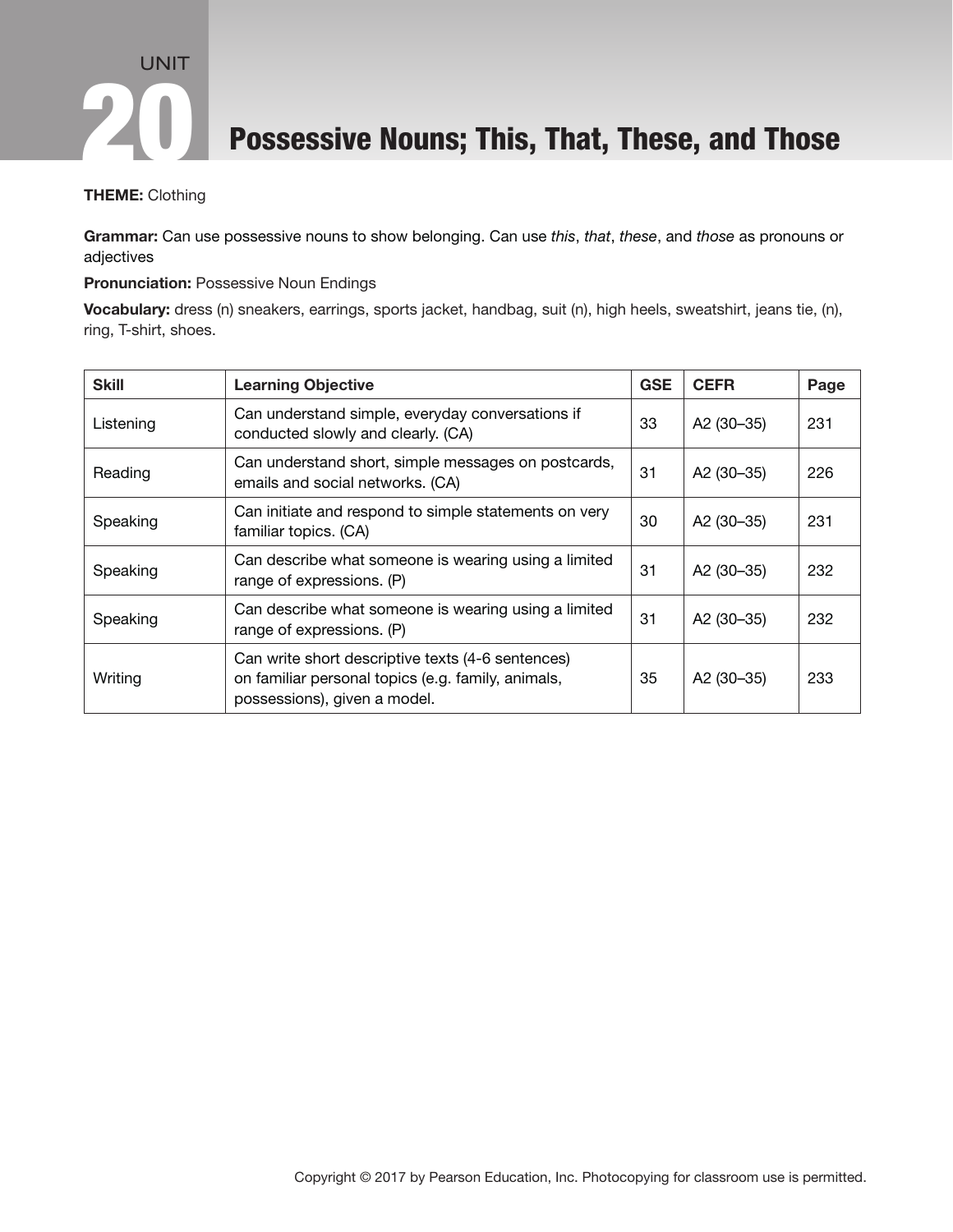# UNIT 20 Possessive Nouns; This, That, These, and Those

**THEME:** Clothing

**Grammar:** Can use possessive nouns to show belonging. Can use *this*, *that*, *these*, and *those* as pronouns or adjectives

**Pronunciation:** Possessive Noun Endings

**Vocabulary:** dress (n) sneakers, earrings, sports jacket, handbag, suit (n), high heels, sweatshirt, jeans tie, (n), ring, T-shirt, shoes.

| Skill | Learning Objective | GSE | CEFR | Page |
|---|---|---|---|---|
| Listening | Can understand simple, everyday conversations if conducted slowly and clearly. (CA) | 33 | A2 (30–35) | 231 |
| Reading | Can understand short, simple messages on postcards, emails and social networks. (CA) | 31 | A2 (30–35) | 226 |
| Speaking | Can initiate and respond to simple statements on very familiar topics. (CA) | 30 | A2 (30–35) | 231 |
| Speaking | Can describe what someone is wearing using a limited range of expressions. (P) | 31 | A2 (30–35) | 232 |
| Speaking | Can describe what someone is wearing using a limited range of expressions. (P) | 31 | A2 (30–35) | 232 |
| Writing | Can write short descriptive texts (4-6 sentences) on familiar personal topics (e.g. family, animals, possessions), given a model. | 35 | A2 (30–35) | 233 |

Copyright © 2017 by Pearson Education, Inc. Photocopying for classroom use is permitted.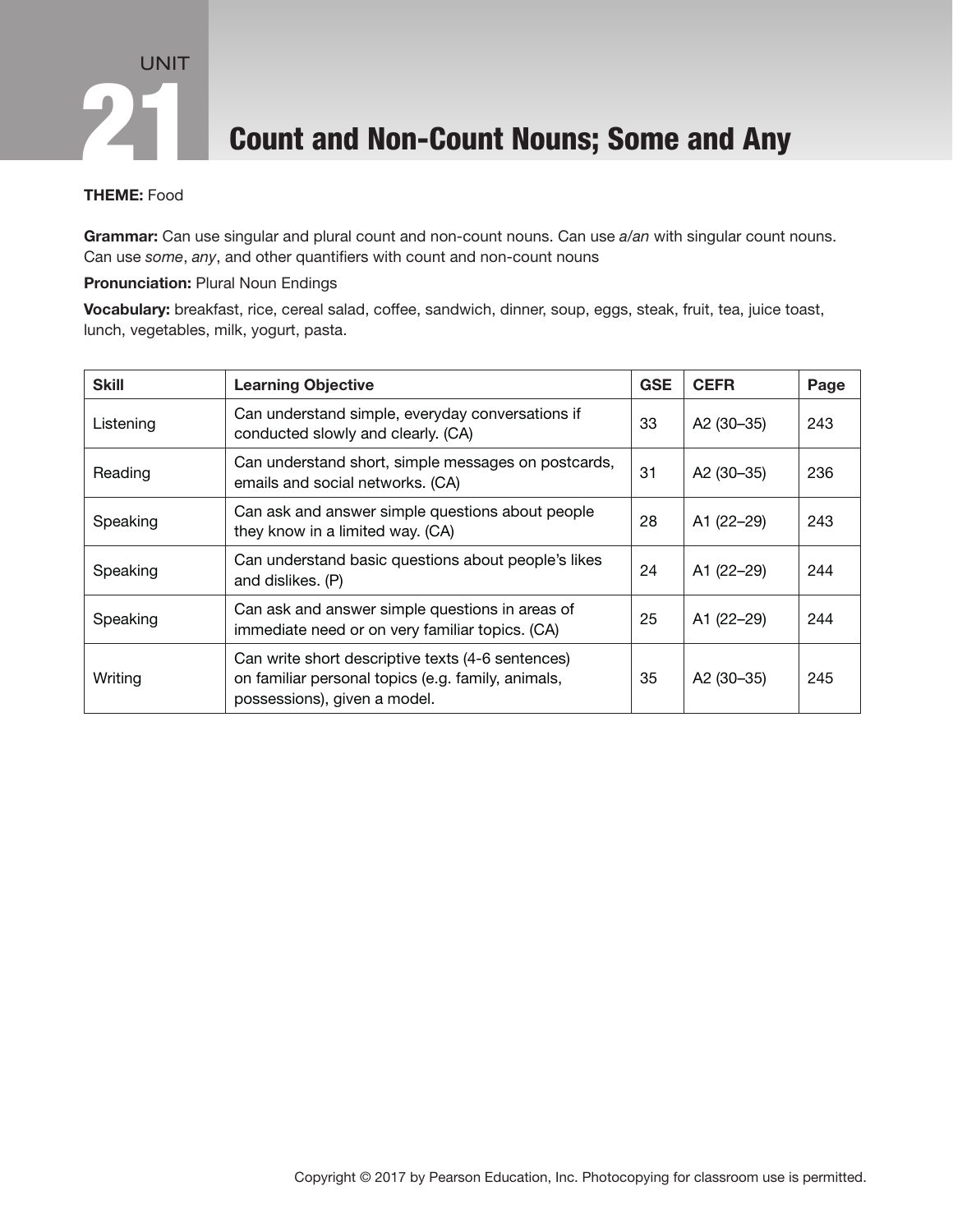# UNIT 21 Count and Non-Count Nouns; Some and Any

**THEME:** Food

**Grammar:** Can use singular and plural count and non-count nouns. Can use *a/an* with singular count nouns. Can use *some*, *any*, and other quantifiers with count and non-count nouns

**Pronunciation:** Plural Noun Endings

**Vocabulary:** breakfast, rice, cereal salad, coffee, sandwich, dinner, soup, eggs, steak, fruit, tea, juice toast, lunch, vegetables, milk, yogurt, pasta.

| Skill | Learning Objective | GSE | CEFR | Page |
|---|---|---|---|---|
| Listening | Can understand simple, everyday conversations if conducted slowly and clearly. (CA) | 33 | A2 (30–35) | 243 |
| Reading | Can understand short, simple messages on postcards, emails and social networks. (CA) | 31 | A2 (30–35) | 236 |
| Speaking | Can ask and answer simple questions about people they know in a limited way. (CA) | 28 | A1 (22–29) | 243 |
| Speaking | Can understand basic questions about people's likes and dislikes. (P) | 24 | A1 (22–29) | 244 |
| Speaking | Can ask and answer simple questions in areas of immediate need or on very familiar topics. (CA) | 25 | A1 (22–29) | 244 |
| Writing | Can write short descriptive texts (4-6 sentences) on familiar personal topics (e.g. family, animals, possessions), given a model. | 35 | A2 (30–35) | 245 |

Copyright © 2017 by Pearson Education, Inc. Photocopying for classroom use is permitted.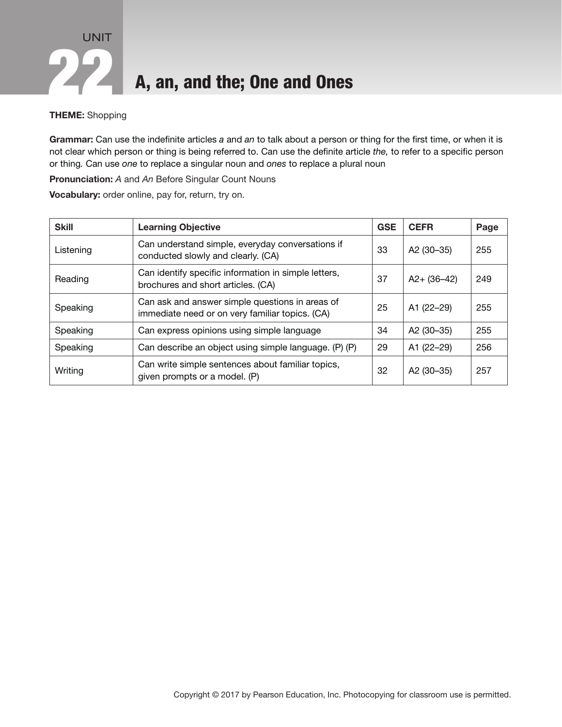# UNIT 22 A, an, and the; One and Ones

**THEME:** Shopping

**Grammar:** Can use the indefinite articles *a* and *an* to talk about a person or thing for the first time, or when it is not clear which person or thing is being referred to. Can use the definite article *the,* to refer to a specific person or thing*.* Can use *one* to replace a singular noun and *ones* to replace a plural noun

**Pronunciation:** *A* and *An* Before Singular Count Nouns

**Vocabulary:** order online, pay for, return, try on.

| Skill | Learning Objective | GSE | CEFR | Page |
|---|---|---|---|---|
| Listening | Can understand simple, everyday conversations if conducted slowly and clearly. (CA) | 33 | A2 (30–35) | 255 |
| Reading | Can identify specific information in simple letters, brochures and short articles. (CA) | 37 | A2+ (36–42) | 249 |
| Speaking | Can ask and answer simple questions in areas of immediate need or on very familiar topics. (CA) | 25 | A1 (22–29) | 255 |
| Speaking | Can express opinions using simple language | 34 | A2 (30–35) | 255 |
| Speaking | Can describe an object using simple language. (P) (P) | 29 | A1 (22–29) | 256 |
| Writing | Can write simple sentences about familiar topics, given prompts or a model. (P) | 32 | A2 (30–35) | 257 |

Copyright © 2017 by Pearson Education, Inc. Photocopying for classroom use is permitted.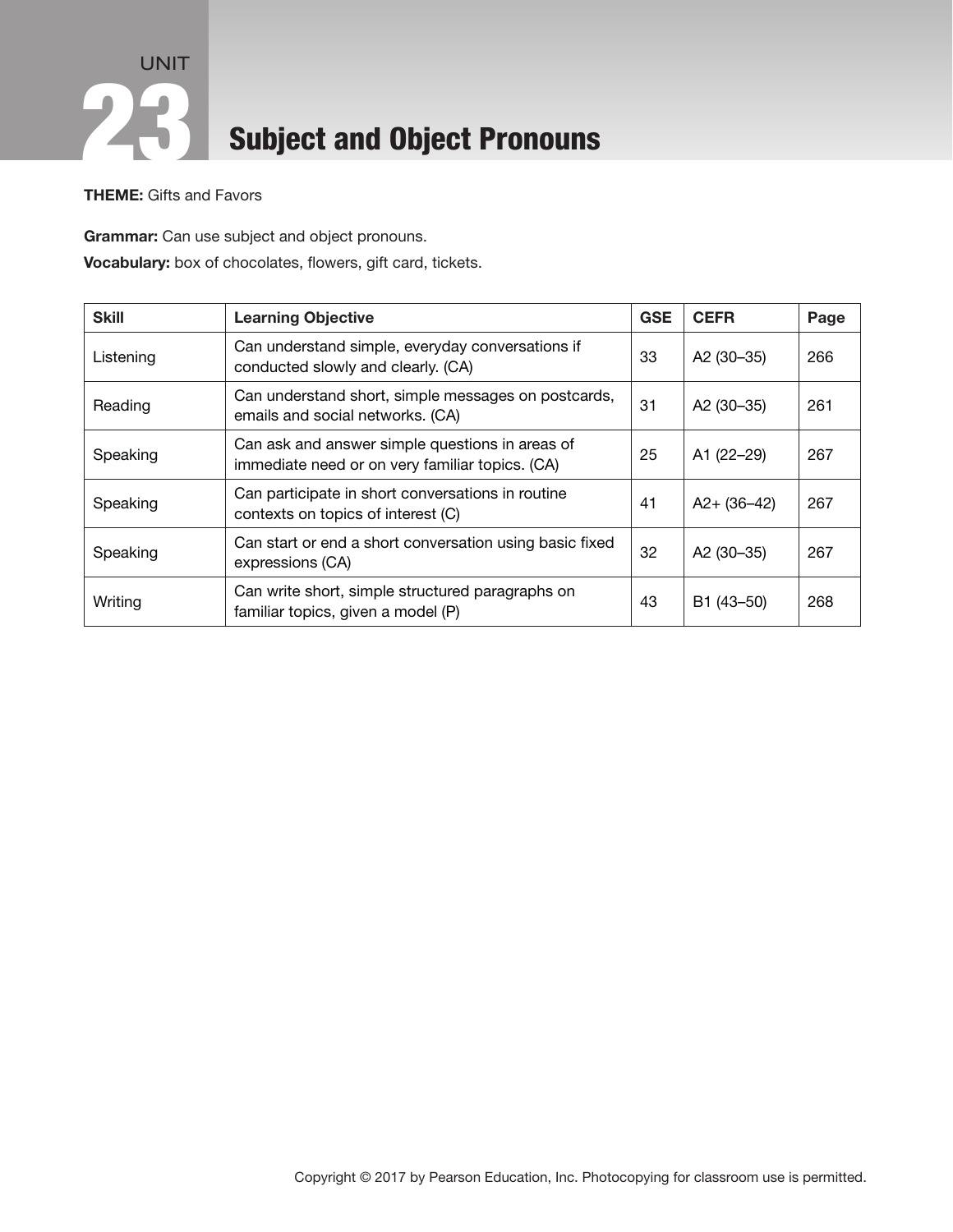# UNIT 23 Subject and Object Pronouns

**THEME:** Gifts and Favors

**Grammar:** Can use subject and object pronouns.

**Vocabulary:** box of chocolates, flowers, gift card, tickets.

| Skill | Learning Objective | GSE | CEFR | Page |
|---|---|---|---|---|
| Listening | Can understand simple, everyday conversations if conducted slowly and clearly. (CA) | 33 | A2 (30–35) | 266 |
| Reading | Can understand short, simple messages on postcards, emails and social networks. (CA) | 31 | A2 (30–35) | 261 |
| Speaking | Can ask and answer simple questions in areas of immediate need or on very familiar topics. (CA) | 25 | A1 (22–29) | 267 |
| Speaking | Can participate in short conversations in routine contexts on topics of interest (C) | 41 | A2+ (36–42) | 267 |
| Speaking | Can start or end a short conversation using basic fixed expressions (CA) | 32 | A2 (30–35) | 267 |
| Writing | Can write short, simple structured paragraphs on familiar topics, given a model (P) | 43 | B1 (43–50) | 268 |

Copyright © 2017 by Pearson Education, Inc. Photocopying for classroom use is permitted.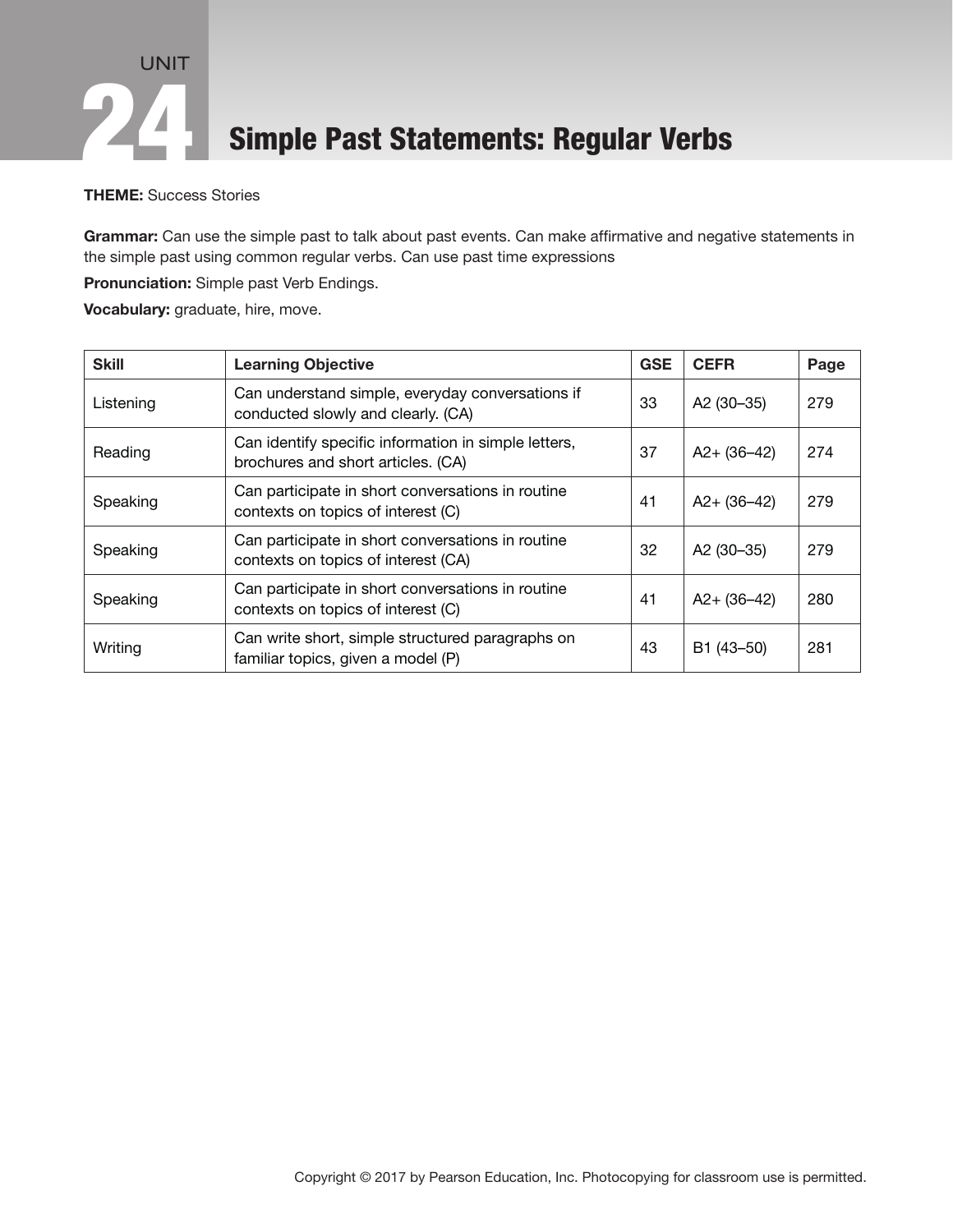# UNIT 24 Simple Past Statements: Regular Verbs

**THEME:** Success Stories

**Grammar:** Can use the simple past to talk about past events. Can make affirmative and negative statements in the simple past using common regular verbs. Can use past time expressions

**Pronunciation:** Simple past Verb Endings.

**Vocabulary:** graduate, hire, move.

| Skill | Learning Objective | GSE | CEFR | Page |
|---|---|---|---|---|
| Listening | Can understand simple, everyday conversations if conducted slowly and clearly. (CA) | 33 | A2 (30–35) | 279 |
| Reading | Can identify specific information in simple letters, brochures and short articles. (CA) | 37 | A2+ (36–42) | 274 |
| Speaking | Can participate in short conversations in routine contexts on topics of interest (C) | 41 | A2+ (36–42) | 279 |
| Speaking | Can participate in short conversations in routine contexts on topics of interest (CA) | 32 | A2 (30–35) | 279 |
| Speaking | Can participate in short conversations in routine contexts on topics of interest (C) | 41 | A2+ (36–42) | 280 |
| Writing | Can write short, simple structured paragraphs on familiar topics, given a model (P) | 43 | B1 (43–50) | 281 |

Copyright © 2017 by Pearson Education, Inc. Photocopying for classroom use is permitted.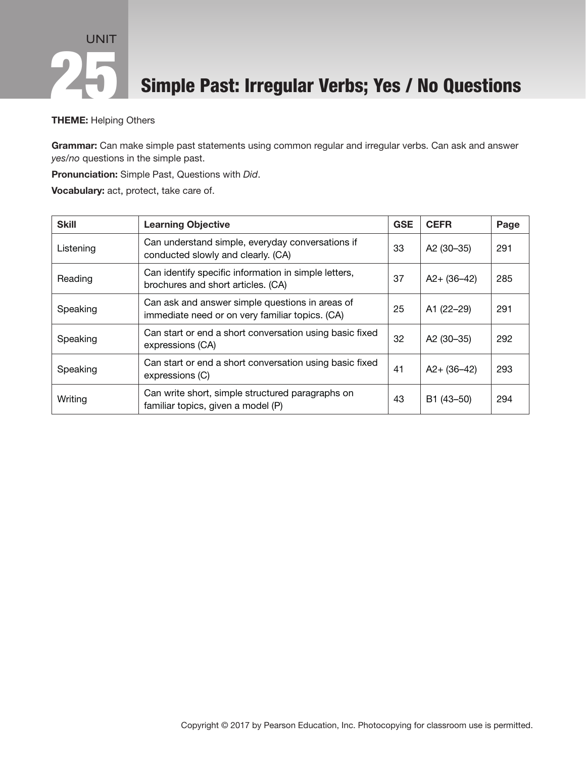# UNIT 25 Simple Past: Irregular Verbs; Yes / No Questions

**THEME:** Helping Others

**Grammar:** Can make simple past statements using common regular and irregular verbs. Can ask and answer *yes/no* questions in the simple past.

**Pronunciation:** Simple Past, Questions with *Did*.

**Vocabulary:** act, protect, take care of.

| Skill | Learning Objective | GSE | CEFR | Page |
|---|---|---|---|---|
| Listening | Can understand simple, everyday conversations if conducted slowly and clearly. (CA) | 33 | A2 (30–35) | 291 |
| Reading | Can identify specific information in simple letters, brochures and short articles. (CA) | 37 | A2+ (36–42) | 285 |
| Speaking | Can ask and answer simple questions in areas of immediate need or on very familiar topics. (CA) | 25 | A1 (22–29) | 291 |
| Speaking | Can start or end a short conversation using basic fixed expressions (CA) | 32 | A2 (30–35) | 292 |
| Speaking | Can start or end a short conversation using basic fixed expressions (C) | 41 | A2+ (36–42) | 293 |
| Writing | Can write short, simple structured paragraphs on familiar topics, given a model (P) | 43 | B1 (43–50) | 294 |

Copyright © 2017 by Pearson Education, Inc. Photocopying for classroom use is permitted.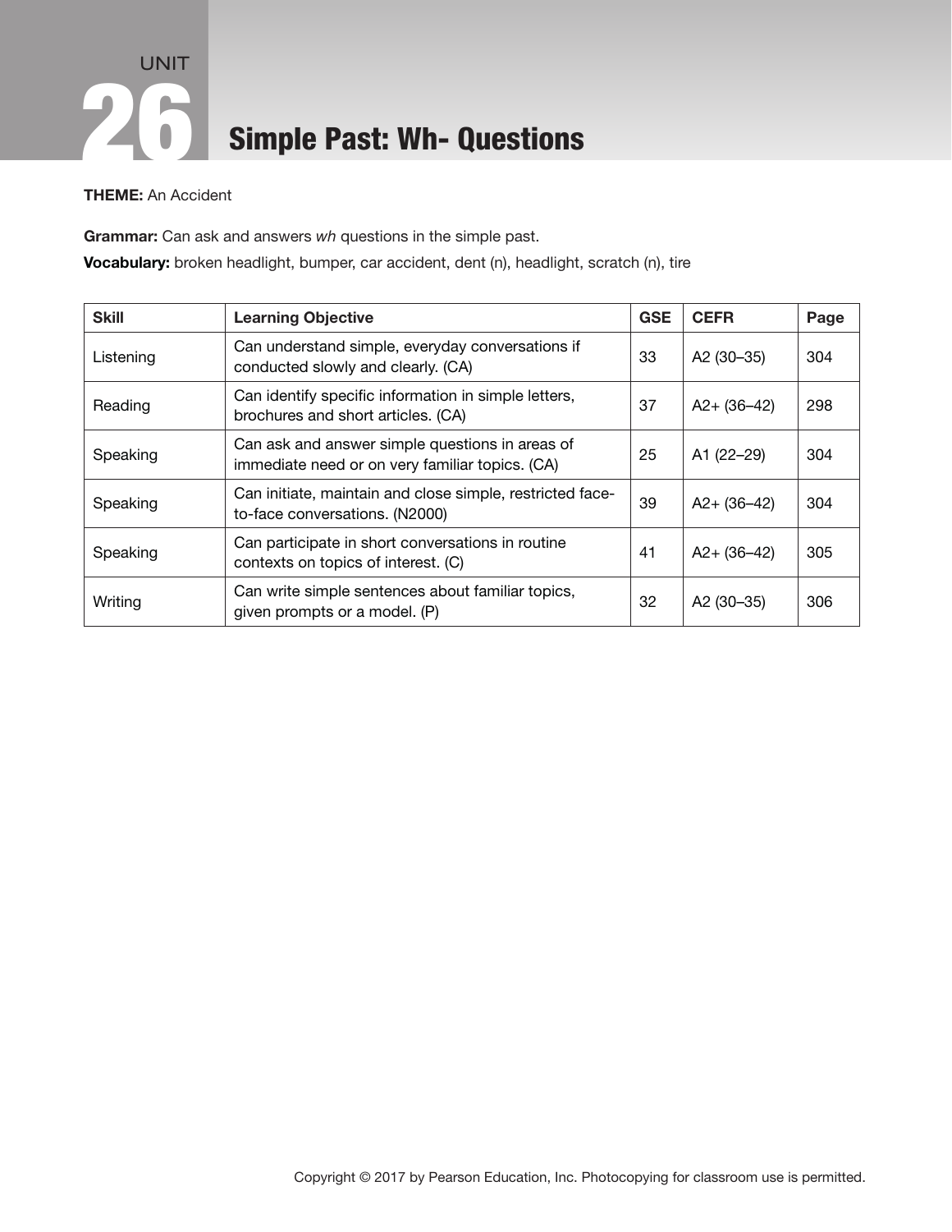# UNIT 26 Simple Past: Wh- Questions

**THEME:** An Accident

**Grammar:** Can ask and answers *wh* questions in the simple past.

**Vocabulary:** broken headlight, bumper, car accident, dent (n), headlight, scratch (n), tire

| Skill | Learning Objective | GSE | CEFR | Page |
|---|---|---|---|---|
| Listening | Can understand simple, everyday conversations if conducted slowly and clearly. (CA) | 33 | A2 (30–35) | 304 |
| Reading | Can identify specific information in simple letters, brochures and short articles. (CA) | 37 | A2+ (36–42) | 298 |
| Speaking | Can ask and answer simple questions in areas of immediate need or on very familiar topics. (CA) | 25 | A1 (22–29) | 304 |
| Speaking | Can initiate, maintain and close simple, restricted face-to-face conversations. (N2000) | 39 | A2+ (36–42) | 304 |
| Speaking | Can participate in short conversations in routine contexts on topics of interest. (C) | 41 | A2+ (36–42) | 305 |
| Writing | Can write simple sentences about familiar topics, given prompts or a model. (P) | 32 | A2 (30–35) | 306 |

Copyright © 2017 by Pearson Education, Inc. Photocopying for classroom use is permitted.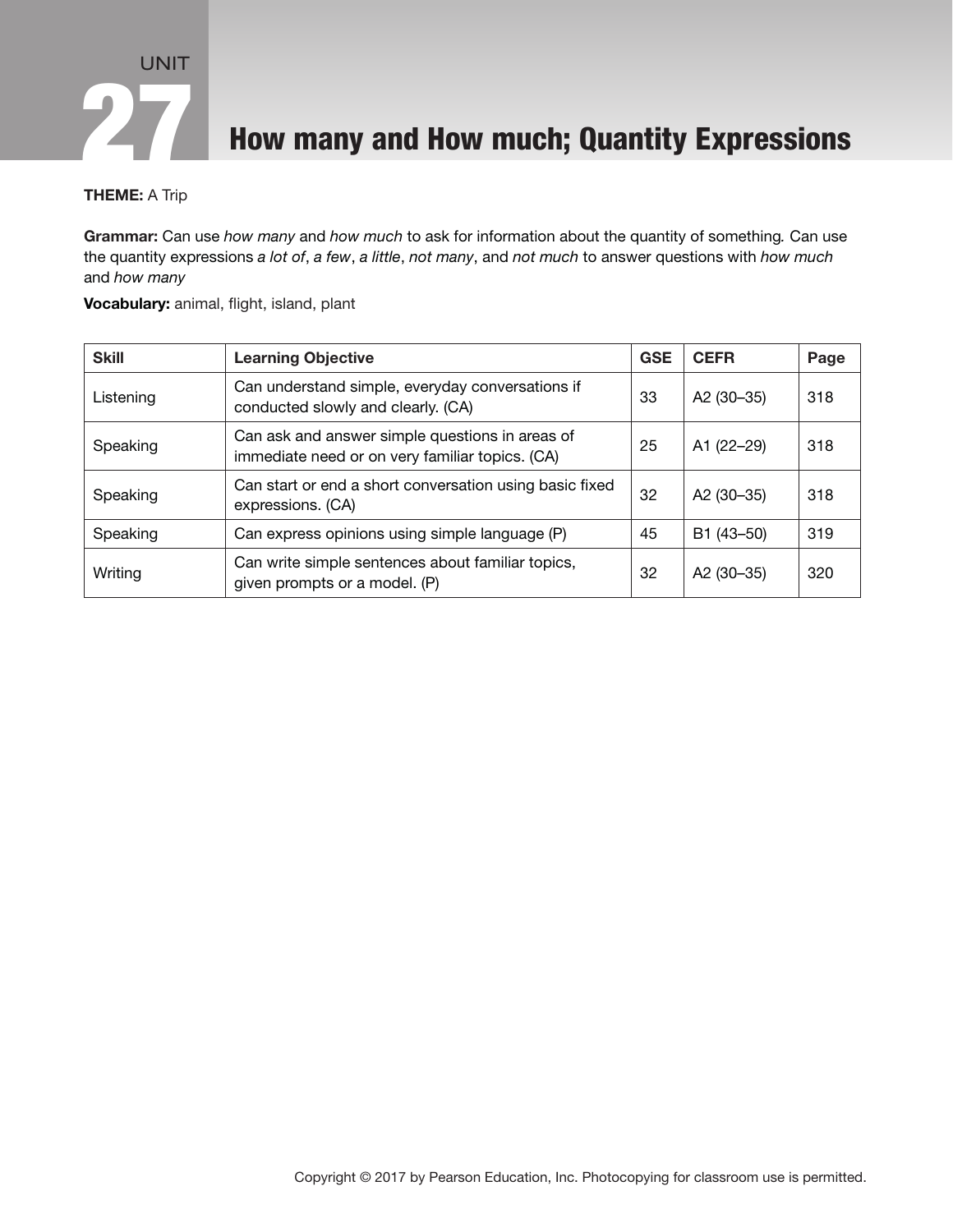# UNIT 27 How many and How much; Quantity Expressions

**THEME:** A Trip

**Grammar:** Can use *how many* and *how much* to ask for information about the quantity of something. Can use the quantity expressions *a lot of*, *a few*, *a little*, *not many*, and *not much* to answer questions with *how much* and *how many*

**Vocabulary:** animal, flight, island, plant

| Skill | Learning Objective | GSE | CEFR | Page |
|---|---|---|---|---|
| Listening | Can understand simple, everyday conversations if conducted slowly and clearly. (CA) | 33 | A2 (30–35) | 318 |
| Speaking | Can ask and answer simple questions in areas of immediate need or on very familiar topics. (CA) | 25 | A1 (22–29) | 318 |
| Speaking | Can start or end a short conversation using basic fixed expressions. (CA) | 32 | A2 (30–35) | 318 |
| Speaking | Can express opinions using simple language (P) | 45 | B1 (43–50) | 319 |
| Writing | Can write simple sentences about familiar topics, given prompts or a model. (P) | 32 | A2 (30–35) | 320 |

Copyright © 2017 by Pearson Education, Inc. Photocopying for classroom use is permitted.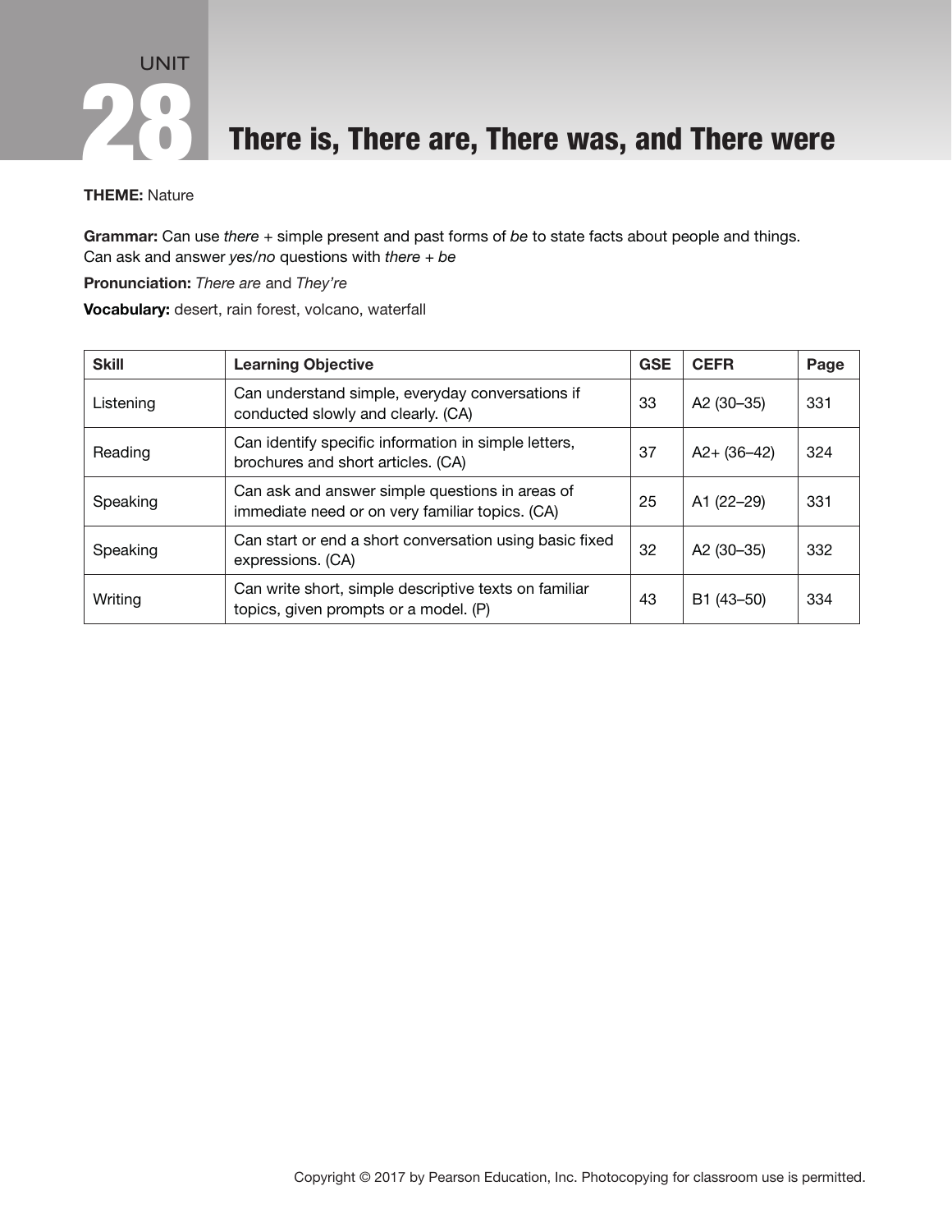# UNIT 28

# There is, There are, There was, and There were

**THEME:** Nature

**Grammar:** Can use *there* + simple present and past forms of *be* to state facts about people and things. Can ask and answer *yes/no* questions with *there* + *be*

**Pronunciation:** *There are* and *They're*

**Vocabulary:** desert, rain forest, volcano, waterfall

| Skill | Learning Objective | GSE | CEFR | Page |
|---|---|---|---|---|
| Listening | Can understand simple, everyday conversations if conducted slowly and clearly. (CA) | 33 | A2 (30–35) | 331 |
| Reading | Can identify specific information in simple letters, brochures and short articles. (CA) | 37 | A2+ (36–42) | 324 |
| Speaking | Can ask and answer simple questions in areas of immediate need or on very familiar topics. (CA) | 25 | A1 (22–29) | 331 |
| Speaking | Can start or end a short conversation using basic fixed expressions. (CA) | 32 | A2 (30–35) | 332 |
| Writing | Can write short, simple descriptive texts on familiar topics, given prompts or a model. (P) | 43 | B1 (43–50) | 334 |

Copyright © 2017 by Pearson Education, Inc. Photocopying for classroom use is permitted.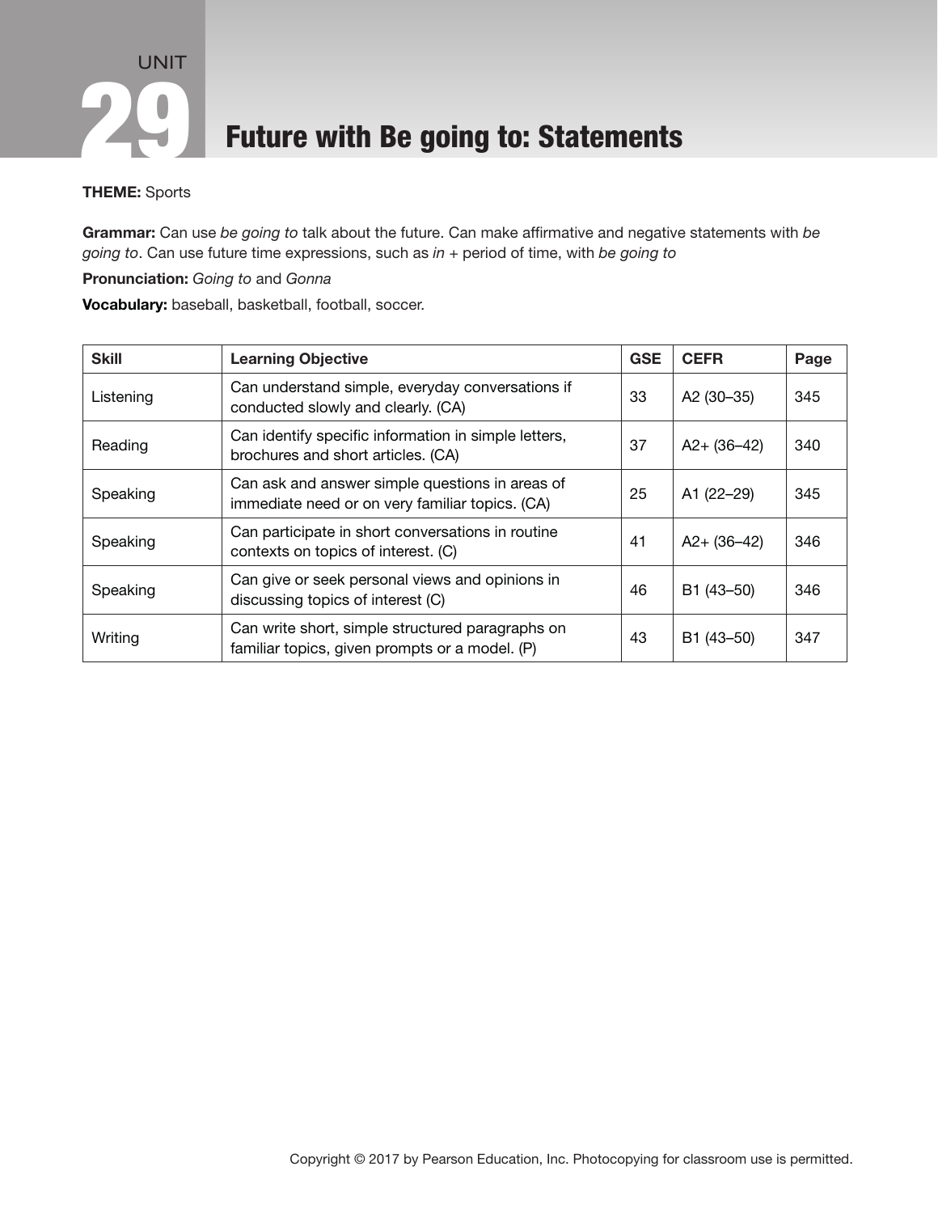# UNIT 29 Future with Be going to: Statements

**THEME:** Sports

**Grammar:** Can use *be going to* talk about the future. Can make affirmative and negative statements with *be going to*. Can use future time expressions, such as *in* + period of time, with *be going to*

**Pronunciation:** *Going to* and *Gonna*

**Vocabulary:** baseball, basketball, football, soccer.

| Skill | Learning Objective | GSE | CEFR | Page |
|---|---|---|---|---|
| Listening | Can understand simple, everyday conversations if conducted slowly and clearly. (CA) | 33 | A2 (30–35) | 345 |
| Reading | Can identify specific information in simple letters, brochures and short articles. (CA) | 37 | A2+ (36–42) | 340 |
| Speaking | Can ask and answer simple questions in areas of immediate need or on very familiar topics. (CA) | 25 | A1 (22–29) | 345 |
| Speaking | Can participate in short conversations in routine contexts on topics of interest. (C) | 41 | A2+ (36–42) | 346 |
| Speaking | Can give or seek personal views and opinions in discussing topics of interest (C) | 46 | B1 (43–50) | 346 |
| Writing | Can write short, simple structured paragraphs on familiar topics, given prompts or a model. (P) | 43 | B1 (43–50) | 347 |

Copyright © 2017 by Pearson Education, Inc. Photocopying for classroom use is permitted.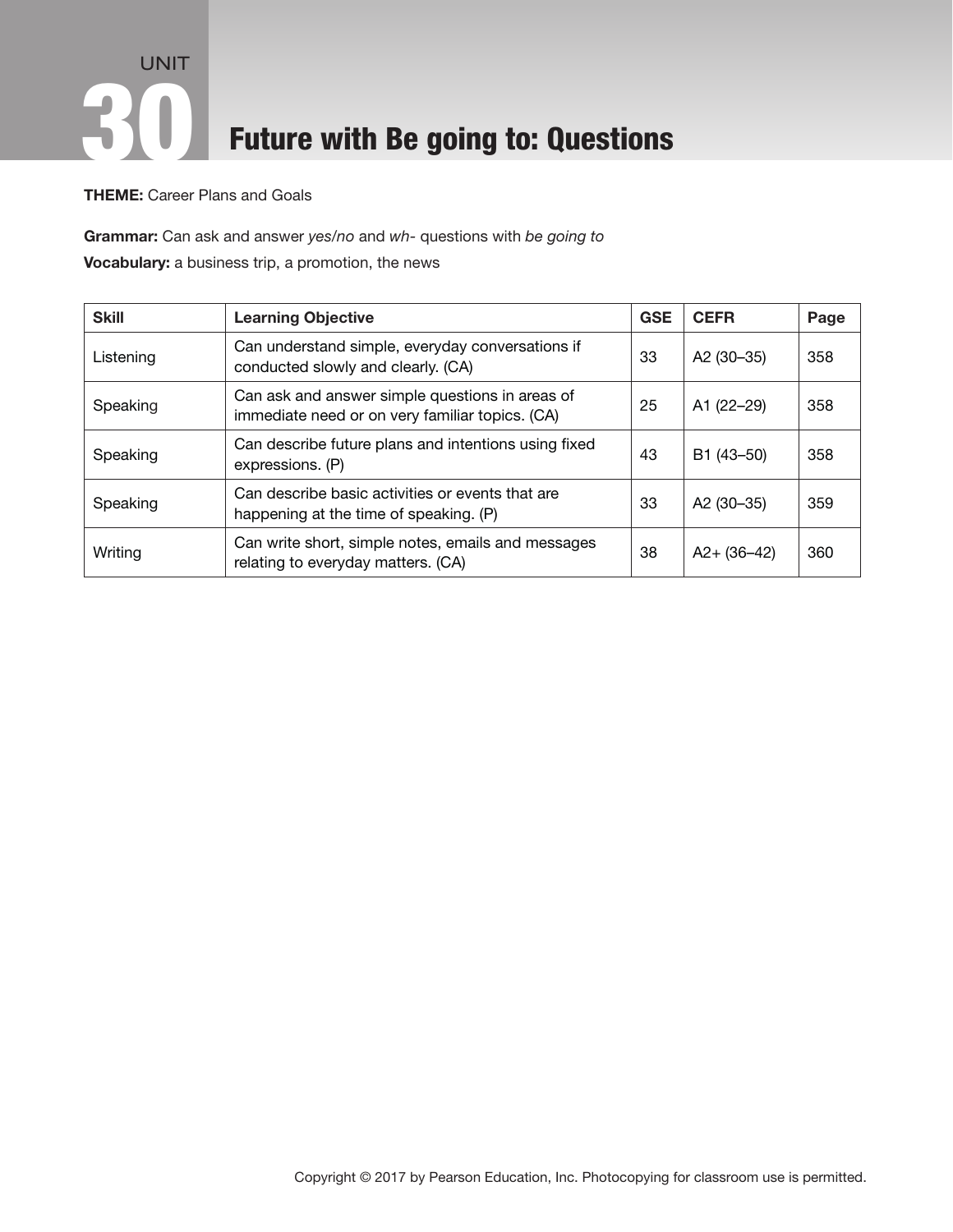# UNIT 30 Future with Be going to: Questions

**THEME:** Career Plans and Goals

**Grammar:** Can ask and answer *yes/no* and *wh-* questions with *be going to*

**Vocabulary:** a business trip, a promotion, the news

| Skill | Learning Objective | GSE | CEFR | Page |
|---|---|---|---|---|
| Listening | Can understand simple, everyday conversations if conducted slowly and clearly. (CA) | 33 | A2 (30–35) | 358 |
| Speaking | Can ask and answer simple questions in areas of immediate need or on very familiar topics. (CA) | 25 | A1 (22–29) | 358 |
| Speaking | Can describe future plans and intentions using fixed expressions. (P) | 43 | B1 (43–50) | 358 |
| Speaking | Can describe basic activities or events that are happening at the time of speaking. (P) | 33 | A2 (30–35) | 359 |
| Writing | Can write short, simple notes, emails and messages relating to everyday matters. (CA) | 38 | A2+ (36–42) | 360 |

Copyright © 2017 by Pearson Education, Inc. Photocopying for classroom use is permitted.